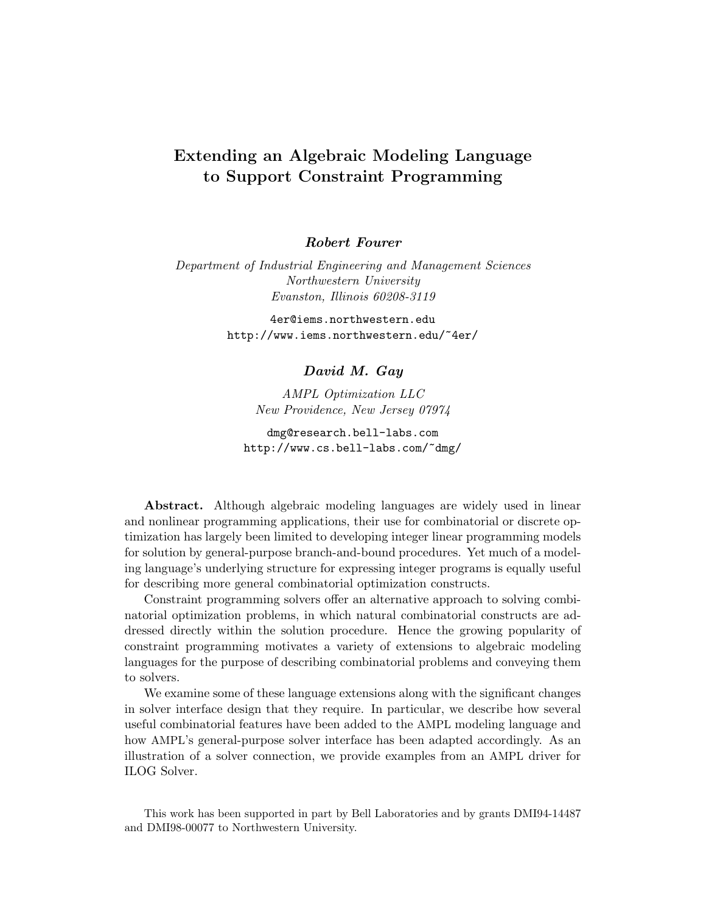# Extending an Algebraic Modeling Language to Support Constraint Programming

***Robert Fourer***

*Department of Industrial Engineering and Management Sciences*
*Northwestern University*
*Evanston, Illinois 60208-3119*

4er@iems.northwestern.edu
http://www.iems.northwestern.edu/~4er/

***David M. Gay***

*AMPL Optimization LLC*
*New Providence, New Jersey 07974*

dmg@research.bell-labs.com
http://www.cs.bell-labs.com/~dmg/

**Abstract.** Although algebraic modeling languages are widely used in linear and nonlinear programming applications, their use for combinatorial or discrete optimization has largely been limited to developing integer linear programming models for solution by general-purpose branch-and-bound procedures. Yet much of a modeling language's underlying structure for expressing integer programs is equally useful for describing more general combinatorial optimization constructs.

Constraint programming solvers offer an alternative approach to solving combinatorial optimization problems, in which natural combinatorial constructs are addressed directly within the solution procedure. Hence the growing popularity of constraint programming motivates a variety of extensions to algebraic modeling languages for the purpose of describing combinatorial problems and conveying them to solvers.

We examine some of these language extensions along with the significant changes in solver interface design that they require. In particular, we describe how several useful combinatorial features have been added to the AMPL modeling language and how AMPL's general-purpose solver interface has been adapted accordingly. As an illustration of a solver connection, we provide examples from an AMPL driver for ILOG Solver.

This work has been supported in part by Bell Laboratories and by grants DMI94-14487 and DMI98-00077 to Northwestern University.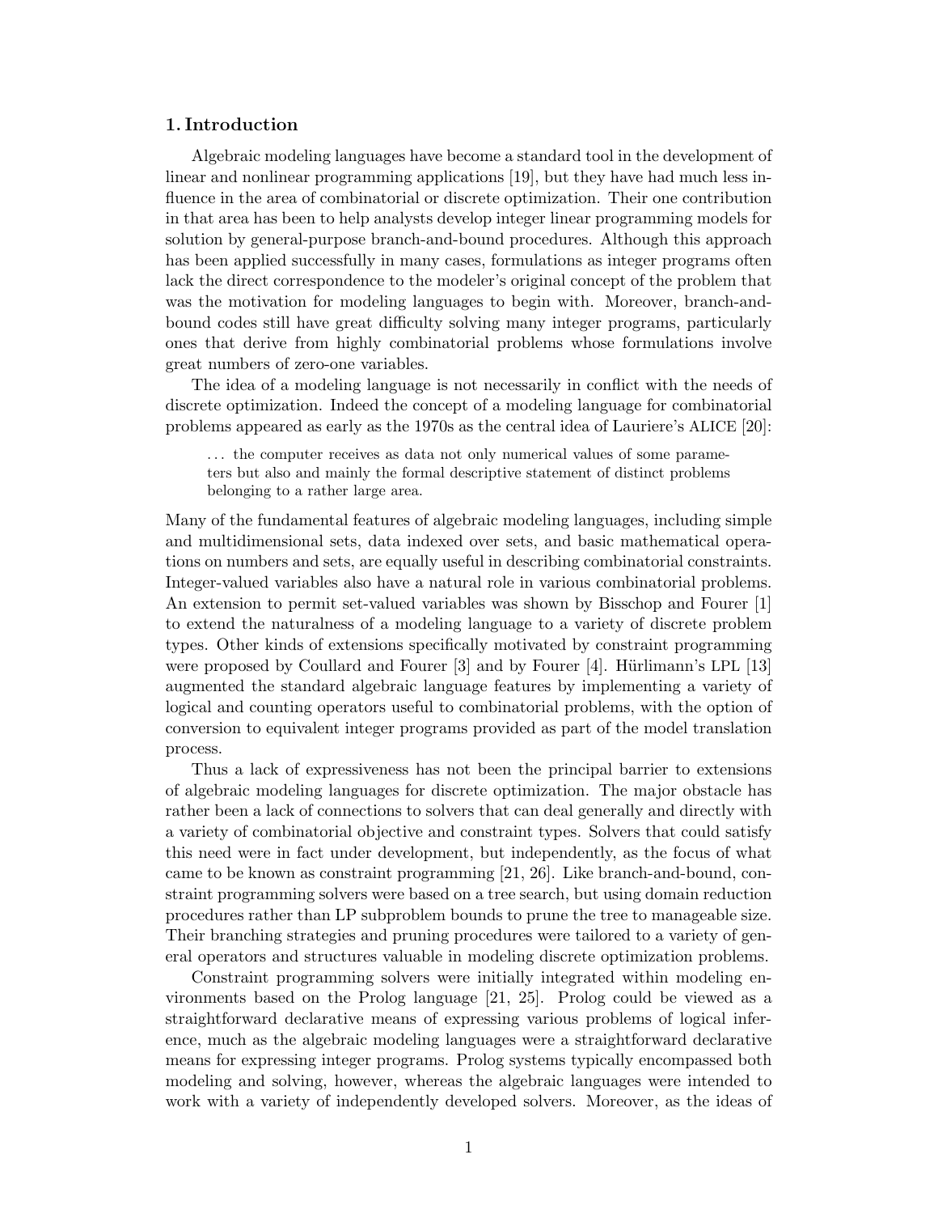## 1. Introduction

Algebraic modeling languages have become a standard tool in the development of linear and nonlinear programming applications [19], but they have had much less influence in the area of combinatorial or discrete optimization. Their one contribution in that area has been to help analysts develop integer linear programming models for solution by general-purpose branch-and-bound procedures. Although this approach has been applied successfully in many cases, formulations as integer programs often lack the direct correspondence to the modeler's original concept of the problem that was the motivation for modeling languages to begin with. Moreover, branch-and-bound codes still have great difficulty solving many integer programs, particularly ones that derive from highly combinatorial problems whose formulations involve great numbers of zero-one variables.

The idea of a modeling language is not necessarily in conflict with the needs of discrete optimization. Indeed the concept of a modeling language for combinatorial problems appeared as early as the 1970s as the central idea of Lauriere's ALICE [20]:

> ... the computer receives as data not only numerical values of some parameters but also and mainly the formal descriptive statement of distinct problems belonging to a rather large area.

Many of the fundamental features of algebraic modeling languages, including simple and multidimensional sets, data indexed over sets, and basic mathematical operations on numbers and sets, are equally useful in describing combinatorial constraints. Integer-valued variables also have a natural role in various combinatorial problems. An extension to permit set-valued variables was shown by Bisschop and Fourer [1] to extend the naturalness of a modeling language to a variety of discrete problem types. Other kinds of extensions specifically motivated by constraint programming were proposed by Coullard and Fourer [3] and by Fourer [4]. Hürlimann's LPL [13] augmented the standard algebraic language features by implementing a variety of logical and counting operators useful to combinatorial problems, with the option of conversion to equivalent integer programs provided as part of the model translation process.

Thus a lack of expressiveness has not been the principal barrier to extensions of algebraic modeling languages for discrete optimization. The major obstacle has rather been a lack of connections to solvers that can deal generally and directly with a variety of combinatorial objective and constraint types. Solvers that could satisfy this need were in fact under development, but independently, as the focus of what came to be known as constraint programming [21, 26]. Like branch-and-bound, constraint programming solvers were based on a tree search, but using domain reduction procedures rather than LP subproblem bounds to prune the tree to manageable size. Their branching strategies and pruning procedures were tailored to a variety of general operators and structures valuable in modeling discrete optimization problems.

Constraint programming solvers were initially integrated within modeling environments based on the Prolog language [21, 25]. Prolog could be viewed as a straightforward declarative means of expressing various problems of logical inference, much as the algebraic modeling languages were a straightforward declarative means for expressing integer programs. Prolog systems typically encompassed both modeling and solving, however, whereas the algebraic languages were intended to work with a variety of independently developed solvers. Moreover, as the ideas of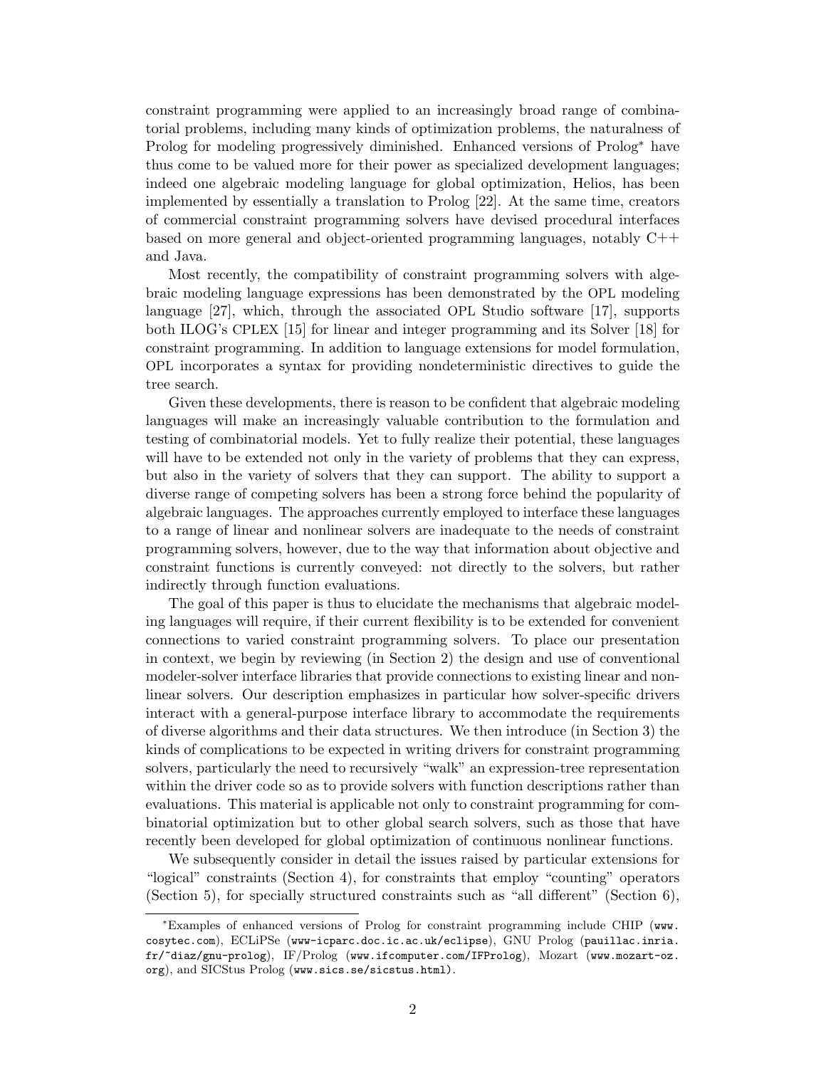constraint programming were applied to an increasingly broad range of combinatorial problems, including many kinds of optimization problems, the naturalness of Prolog for modeling progressively diminished. Enhanced versions of Prolog* have thus come to be valued more for their power as specialized development languages; indeed one algebraic modeling language for global optimization, Helios, has been implemented by essentially a translation to Prolog [22]. At the same time, creators of commercial constraint programming solvers have devised procedural interfaces based on more general and object-oriented programming languages, notably C++ and Java.

Most recently, the compatibility of constraint programming solvers with algebraic modeling language expressions has been demonstrated by the OPL modeling language [27], which, through the associated OPL Studio software [17], supports both ILOG's CPLEX [15] for linear and integer programming and its Solver [18] for constraint programming. In addition to language extensions for model formulation, OPL incorporates a syntax for providing nondeterministic directives to guide the tree search.

Given these developments, there is reason to be confident that algebraic modeling languages will make an increasingly valuable contribution to the formulation and testing of combinatorial models. Yet to fully realize their potential, these languages will have to be extended not only in the variety of problems that they can express, but also in the variety of solvers that they can support. The ability to support a diverse range of competing solvers has been a strong force behind the popularity of algebraic languages. The approaches currently employed to interface these languages to a range of linear and nonlinear solvers are inadequate to the needs of constraint programming solvers, however, due to the way that information about objective and constraint functions is currently conveyed: not directly to the solvers, but rather indirectly through function evaluations.

The goal of this paper is thus to elucidate the mechanisms that algebraic modeling languages will require, if their current flexibility is to be extended for convenient connections to varied constraint programming solvers. To place our presentation in context, we begin by reviewing (in Section 2) the design and use of conventional modeler-solver interface libraries that provide connections to existing linear and nonlinear solvers. Our description emphasizes in particular how solver-specific drivers interact with a general-purpose interface library to accommodate the requirements of diverse algorithms and their data structures. We then introduce (in Section 3) the kinds of complications to be expected in writing drivers for constraint programming solvers, particularly the need to recursively "walk" an expression-tree representation within the driver code so as to provide solvers with function descriptions rather than evaluations. This material is applicable not only to constraint programming for combinatorial optimization but to other global search solvers, such as those that have recently been developed for global optimization of continuous nonlinear functions.

We subsequently consider in detail the issues raised by particular extensions for "logical" constraints (Section 4), for constraints that employ "counting" operators (Section 5), for specially structured constraints such as "all different" (Section 6),

*Examples of enhanced versions of Prolog for constraint programming include CHIP (www.cosytec.com), ECLiPSe (www-icparc.doc.ic.ac.uk/eclipse), GNU Prolog (pauillac.inria.fr/~diaz/gnu-prolog), IF/Prolog (www.ifcomputer.com/IFProlog), Mozart (www.mozart-oz.org), and SICStus Prolog (www.sics.se/sicstus.html).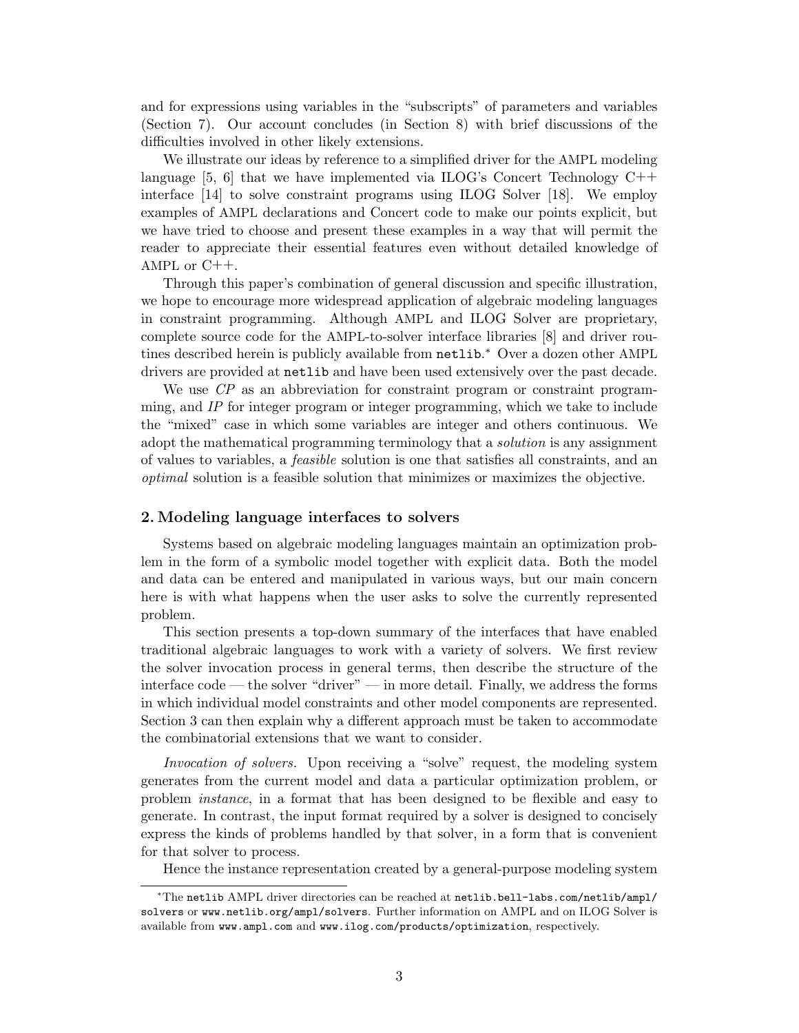and for expressions using variables in the "subscripts" of parameters and variables (Section 7). Our account concludes (in Section 8) with brief discussions of the difficulties involved in other likely extensions.

We illustrate our ideas by reference to a simplified driver for the AMPL modeling language [5, 6] that we have implemented via ILOG's Concert Technology C++ interface [14] to solve constraint programs using ILOG Solver [18]. We employ examples of AMPL declarations and Concert code to make our points explicit, but we have tried to choose and present these examples in a way that will permit the reader to appreciate their essential features even without detailed knowledge of AMPL or C++.

Through this paper's combination of general discussion and specific illustration, we hope to encourage more widespread application of algebraic modeling languages in constraint programming. Although AMPL and ILOG Solver are proprietary, complete source code for the AMPL-to-solver interface libraries [8] and driver routines described herein is publicly available from `netlib`.* Over a dozen other AMPL drivers are provided at `netlib` and have been used extensively over the past decade.

We use *CP* as an abbreviation for constraint program or constraint programming, and *IP* for integer program or integer programming, which we take to include the "mixed" case in which some variables are integer and others continuous. We adopt the mathematical programming terminology that a *solution* is any assignment of values to variables, a *feasible* solution is one that satisfies all constraints, and an *optimal* solution is a feasible solution that minimizes or maximizes the objective.

## 2. Modeling language interfaces to solvers

Systems based on algebraic modeling languages maintain an optimization problem in the form of a symbolic model together with explicit data. Both the model and data can be entered and manipulated in various ways, but our main concern here is with what happens when the user asks to solve the currently represented problem.

This section presents a top-down summary of the interfaces that have enabled traditional algebraic languages to work with a variety of solvers. We first review the solver invocation process in general terms, then describe the structure of the interface code — the solver "driver" — in more detail. Finally, we address the forms in which individual model constraints and other model components are represented. Section 3 can then explain why a different approach must be taken to accommodate the combinatorial extensions that we want to consider.

*Invocation of solvers.* Upon receiving a "solve" request, the modeling system generates from the current model and data a particular optimization problem, or problem *instance*, in a format that has been designed to be flexible and easy to generate. In contrast, the input format required by a solver is designed to concisely express the kinds of problems handled by that solver, in a form that is convenient for that solver to process.

Hence the instance representation created by a general-purpose modeling system

---

*The `netlib` AMPL driver directories can be reached at `netlib.bell-labs.com/netlib/ampl/solvers` or `www.netlib.org/ampl/solvers`. Further information on AMPL and on ILOG Solver is available from `www.ampl.com` and `www.ilog.com/products/optimization`, respectively.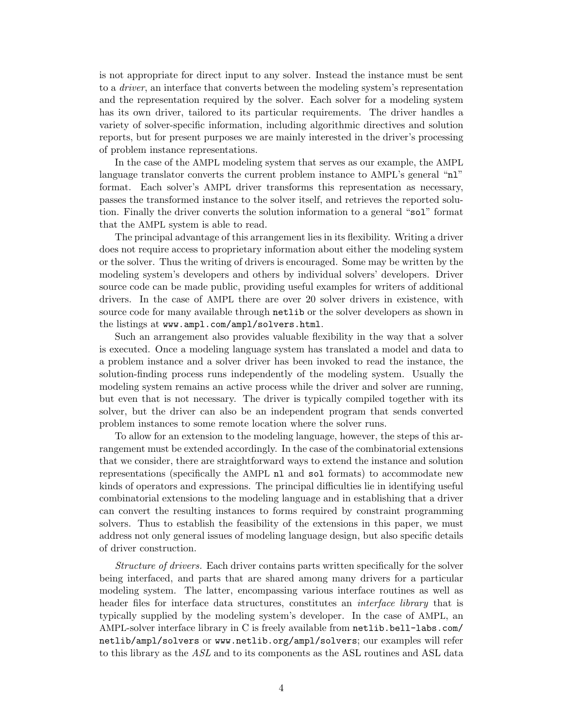is not appropriate for direct input to any solver. Instead the instance must be sent to a *driver*, an interface that converts between the modeling system's representation and the representation required by the solver. Each solver for a modeling system has its own driver, tailored to its particular requirements. The driver handles a variety of solver-specific information, including algorithmic directives and solution reports, but for present purposes we are mainly interested in the driver's processing of problem instance representations.

In the case of the AMPL modeling system that serves as our example, the AMPL language translator converts the current problem instance to AMPL's general "`nl`" format. Each solver's AMPL driver transforms this representation as necessary, passes the transformed instance to the solver itself, and retrieves the reported solution. Finally the driver converts the solution information to a general "`sol`" format that the AMPL system is able to read.

The principal advantage of this arrangement lies in its flexibility. Writing a driver does not require access to proprietary information about either the modeling system or the solver. Thus the writing of drivers is encouraged. Some may be written by the modeling system's developers and others by individual solvers' developers. Driver source code can be made public, providing useful examples for writers of additional drivers. In the case of AMPL there are over 20 solver drivers in existence, with source code for many available through `netlib` or the solver developers as shown in the listings at `www.ampl.com/ampl/solvers.html`.

Such an arrangement also provides valuable flexibility in the way that a solver is executed. Once a modeling language system has translated a model and data to a problem instance and a solver driver has been invoked to read the instance, the solution-finding process runs independently of the modeling system. Usually the modeling system remains an active process while the driver and solver are running, but even that is not necessary. The driver is typically compiled together with its solver, but the driver can also be an independent program that sends converted problem instances to some remote location where the solver runs.

To allow for an extension to the modeling language, however, the steps of this arrangement must be extended accordingly. In the case of the combinatorial extensions that we consider, there are straightforward ways to extend the instance and solution representations (specifically the AMPL `nl` and `sol` formats) to accommodate new kinds of operators and expressions. The principal difficulties lie in identifying useful combinatorial extensions to the modeling language and in establishing that a driver can convert the resulting instances to forms required by constraint programming solvers. Thus to establish the feasibility of the extensions in this paper, we must address not only general issues of modeling language design, but also specific details of driver construction.

*Structure of drivers.* Each driver contains parts written specifically for the solver being interfaced, and parts that are shared among many drivers for a particular modeling system. The latter, encompassing various interface routines as well as header files for interface data structures, constitutes an *interface library* that is typically supplied by the modeling system's developer. In the case of AMPL, an AMPL-solver interface library in C is freely available from `netlib.bell-labs.com/netlib/ampl/solvers` or `www.netlib.org/ampl/solvers`; our examples will refer to this library as the *ASL* and to its components as the ASL routines and ASL data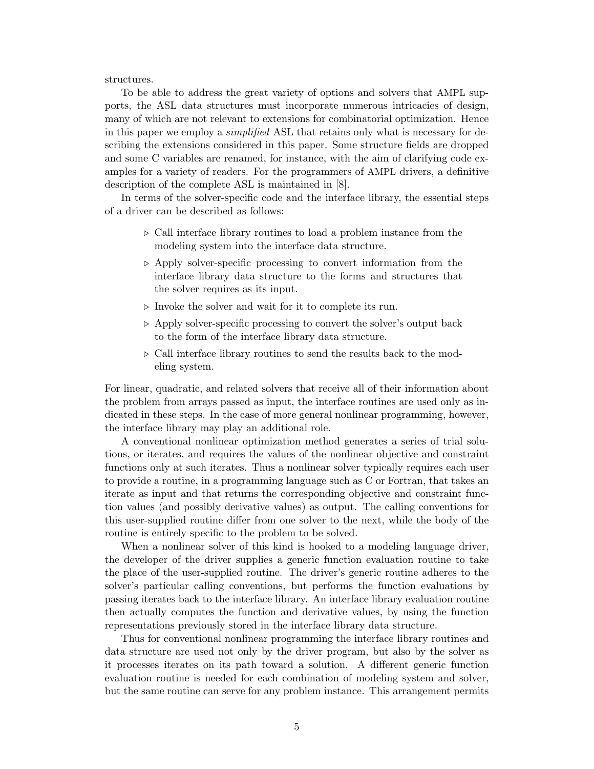structures.

To be able to address the great variety of options and solvers that AMPL supports, the ASL data structures must incorporate numerous intricacies of design, many of which are not relevant to extensions for combinatorial optimization. Hence in this paper we employ a *simplified* ASL that retains only what is necessary for describing the extensions considered in this paper. Some structure fields are dropped and some C variables are renamed, for instance, with the aim of clarifying code examples for a variety of readers. For the programmers of AMPL drivers, a definitive description of the complete ASL is maintained in [8].

In terms of the solver-specific code and the interface library, the essential steps of a driver can be described as follows:

- ▷ Call interface library routines to load a problem instance from the modeling system into the interface data structure.
- ▷ Apply solver-specific processing to convert information from the interface library data structure to the forms and structures that the solver requires as its input.
- ▷ Invoke the solver and wait for it to complete its run.
- ▷ Apply solver-specific processing to convert the solver's output back to the form of the interface library data structure.
- ▷ Call interface library routines to send the results back to the modeling system.

For linear, quadratic, and related solvers that receive all of their information about the problem from arrays passed as input, the interface routines are used only as indicated in these steps. In the case of more general nonlinear programming, however, the interface library may play an additional role.

A conventional nonlinear optimization method generates a series of trial solutions, or iterates, and requires the values of the nonlinear objective and constraint functions only at such iterates. Thus a nonlinear solver typically requires each user to provide a routine, in a programming language such as C or Fortran, that takes an iterate as input and that returns the corresponding objective and constraint function values (and possibly derivative values) as output. The calling conventions for this user-supplied routine differ from one solver to the next, while the body of the routine is entirely specific to the problem to be solved.

When a nonlinear solver of this kind is hooked to a modeling language driver, the developer of the driver supplies a generic function evaluation routine to take the place of the user-supplied routine. The driver's generic routine adheres to the solver's particular calling conventions, but performs the function evaluations by passing iterates back to the interface library. An interface library evaluation routine then actually computes the function and derivative values, by using the function representations previously stored in the interface library data structure.

Thus for conventional nonlinear programming the interface library routines and data structure are used not only by the driver program, but also by the solver as it processes iterates on its path toward a solution. A different generic function evaluation routine is needed for each combination of modeling system and solver, but the same routine can serve for any problem instance. This arrangement permits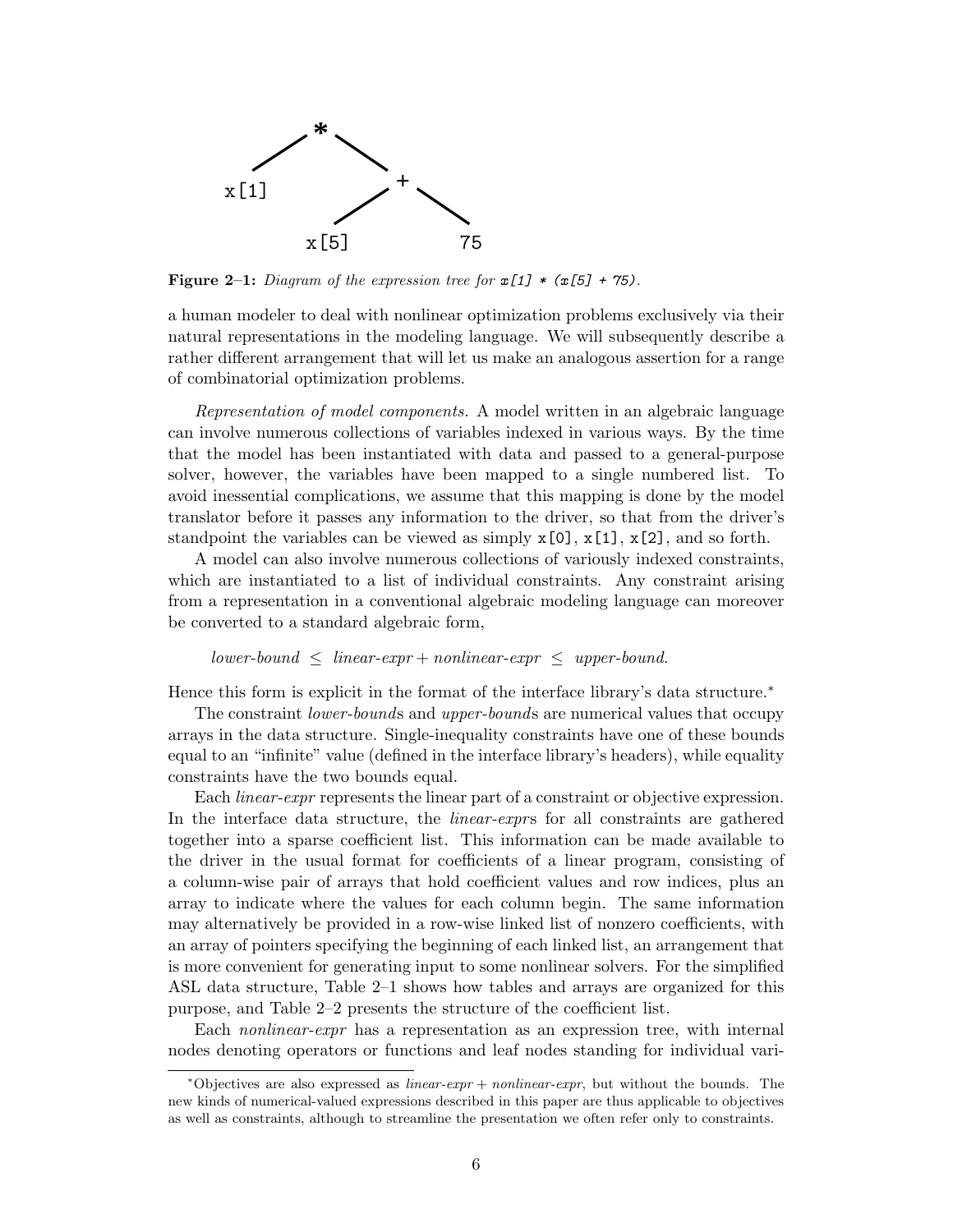**Figure 2–1:** *Diagram of the expression tree for `x[1] * (x[5] + 75)`.*

a human modeler to deal with nonlinear optimization problems exclusively via their natural representations in the modeling language. We will subsequently describe a rather different arrangement that will let us make an analogous assertion for a range of combinatorial optimization problems.

*Representation of model components.* A model written in an algebraic language can involve numerous collections of variables indexed in various ways. By the time that the model has been instantiated with data and passed to a general-purpose solver, however, the variables have been mapped to a single numbered list. To avoid inessential complications, we assume that this mapping is done by the model translator before it passes any information to the driver, so that from the driver's standpoint the variables can be viewed as simply `x[0]`, `x[1]`, `x[2]`, and so forth.

A model can also involve numerous collections of variously indexed constraints, which are instantiated to a list of individual constraints. Any constraint arising from a representation in a conventional algebraic modeling language can moreover be converted to a standard algebraic form,

$$\textit{lower-bound} \;\leq\; \textit{linear-expr} + \textit{nonlinear-expr} \;\leq\; \textit{upper-bound}.$$

Hence this form is explicit in the format of the interface library's data structure.*

The constraint *lower-bound*s and *upper-bound*s are numerical values that occupy arrays in the data structure. Single-inequality constraints have one of these bounds equal to an "infinite" value (defined in the interface library's headers), while equality constraints have the two bounds equal.

Each *linear-expr* represents the linear part of a constraint or objective expression. In the interface data structure, the *linear-expr*s for all constraints are gathered together into a sparse coefficient list. This information can be made available to the driver in the usual format for coefficients of a linear program, consisting of a column-wise pair of arrays that hold coefficient values and row indices, plus an array to indicate where the values for each column begin. The same information may alternatively be provided in a row-wise linked list of nonzero coefficients, with an array of pointers specifying the beginning of each linked list, an arrangement that is more convenient for generating input to some nonlinear solvers. For the simplified ASL data structure, Table 2–1 shows how tables and arrays are organized for this purpose, and Table 2–2 presents the structure of the coefficient list.

Each *nonlinear-expr* has a representation as an expression tree, with internal nodes denoting operators or functions and leaf nodes standing for individual vari-

---

*Objectives are also expressed as *linear-expr* + *nonlinear-expr*, but without the bounds. The new kinds of numerical-valued expressions described in this paper are thus applicable to objectives as well as constraints, although to streamline the presentation we often refer only to constraints.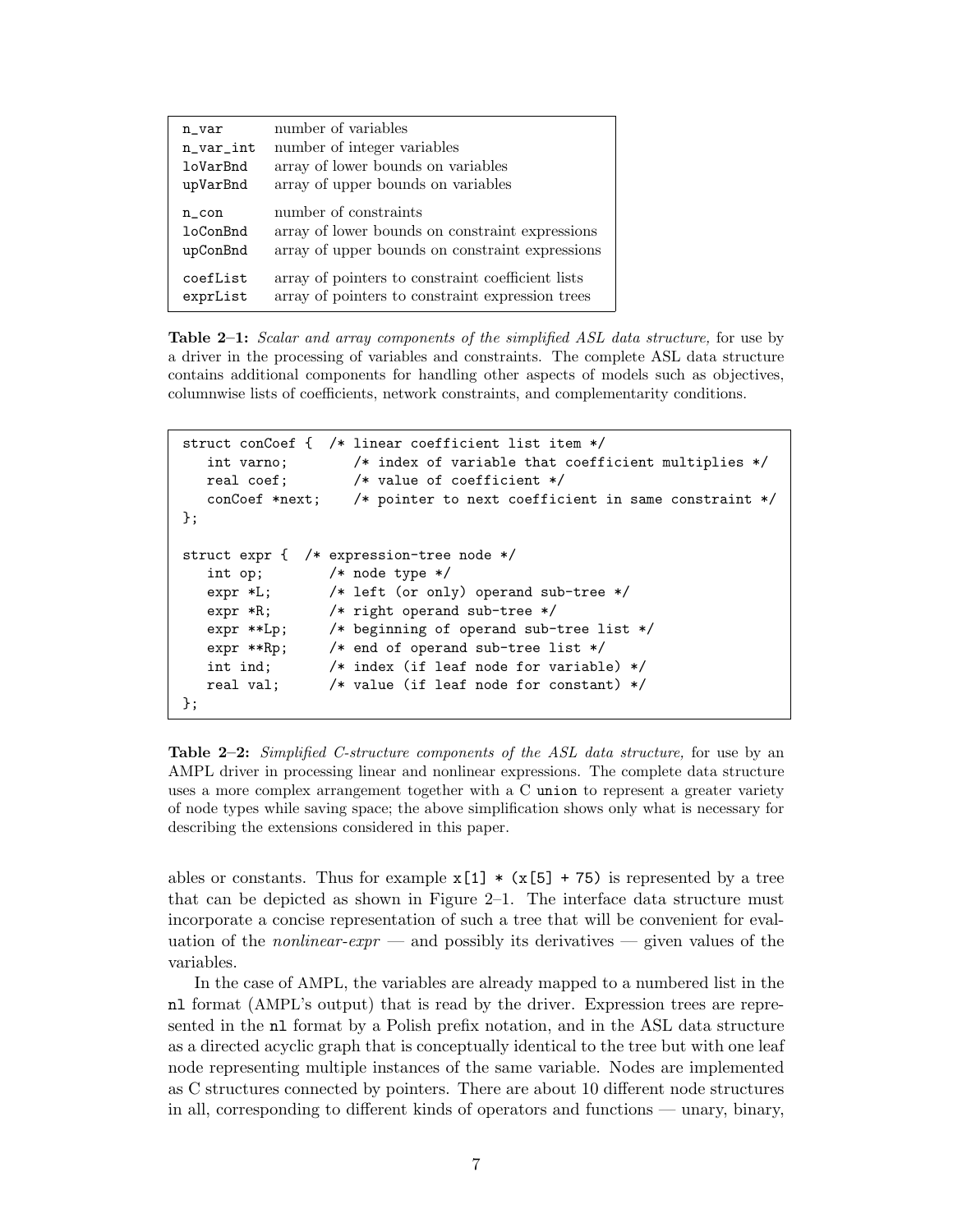| | |
|---|---|
| n_var | number of variables |
| n_var_int | number of integer variables |
| loVarBnd | array of lower bounds on variables |
| upVarBnd | array of upper bounds on variables |
| n_con | number of constraints |
| loConBnd | array of lower bounds on constraint expressions |
| upConBnd | array of upper bounds on constraint expressions |
| coefList | array of pointers to constraint coefficient lists |
| exprList | array of pointers to constraint expression trees |

**Table 2–1:** *Scalar and array components of the simplified ASL data structure,* for use by a driver in the processing of variables and constraints. The complete ASL data structure contains additional components for handling other aspects of models such as objectives, columnwise lists of coefficients, network constraints, and complementarity conditions.

```
struct conCoef {  /* linear coefficient list item */
   int varno;        /* index of variable that coefficient multiplies */
   real coef;        /* value of coefficient */
   conCoef *next;    /* pointer to next coefficient in same constraint */
};

struct expr {  /* expression-tree node */
   int op;        /* node type */
   expr *L;       /* left (or only) operand sub-tree */
   expr *R;       /* right operand sub-tree */
   expr **Lp;     /* beginning of operand sub-tree list */
   expr **Rp;     /* end of operand sub-tree list */
   int ind;       /* index (if leaf node for variable) */
   real val;      /* value (if leaf node for constant) */
};
```

**Table 2–2:** *Simplified C-structure components of the ASL data structure,* for use by an AMPL driver in processing linear and nonlinear expressions. The complete data structure uses a more complex arrangement together with a C `union` to represent a greater variety of node types while saving space; the above simplification shows only what is necessary for describing the extensions considered in this paper.

ables or constants. Thus for example `x[1] * (x[5] + 75)` is represented by a tree that can be depicted as shown in Figure 2–1. The interface data structure must incorporate a concise representation of such a tree that will be convenient for evaluation of the *nonlinear-expr* — and possibly its derivatives — given values of the variables.

In the case of AMPL, the variables are already mapped to a numbered list in the `nl` format (AMPL's output) that is read by the driver. Expression trees are represented in the `nl` format by a Polish prefix notation, and in the ASL data structure as a directed acyclic graph that is conceptually identical to the tree but with one leaf node representing multiple instances of the same variable. Nodes are implemented as C structures connected by pointers. There are about 10 different node structures in all, corresponding to different kinds of operators and functions — unary, binary,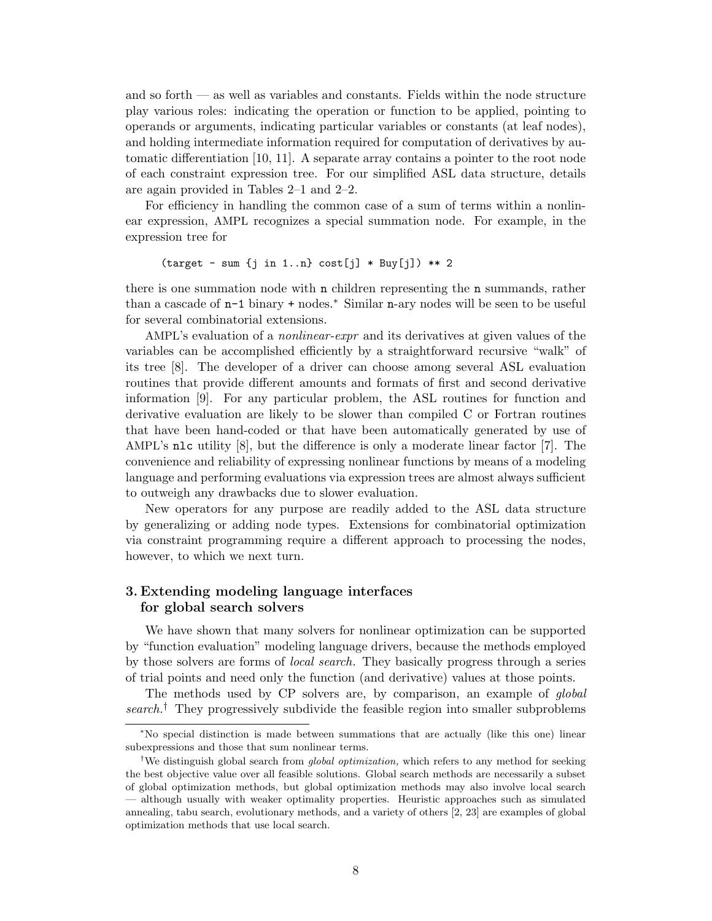and so forth — as well as variables and constants. Fields within the node structure play various roles: indicating the operation or function to be applied, pointing to operands or arguments, indicating particular variables or constants (at leaf nodes), and holding intermediate information required for computation of derivatives by automatic differentiation [10, 11]. A separate array contains a pointer to the root node of each constraint expression tree. For our simplified ASL data structure, details are again provided in Tables 2–1 and 2–2.

For efficiency in handling the common case of a sum of terms within a nonlinear expression, AMPL recognizes a special summation node. For example, in the expression tree for

```
(target - sum {j in 1..n} cost[j] * Buy[j]) ** 2
```

there is one summation node with `n` children representing the `n` summands, rather than a cascade of `n-1` binary `+` nodes.* Similar `n`-ary nodes will be seen to be useful for several combinatorial extensions.

AMPL's evaluation of a *nonlinear-expr* and its derivatives at given values of the variables can be accomplished efficiently by a straightforward recursive "walk" of its tree [8]. The developer of a driver can choose among several ASL evaluation routines that provide different amounts and formats of first and second derivative information [9]. For any particular problem, the ASL routines for function and derivative evaluation are likely to be slower than compiled C or Fortran routines that have been hand-coded or that have been automatically generated by use of AMPL's `nlc` utility [8], but the difference is only a moderate linear factor [7]. The convenience and reliability of expressing nonlinear functions by means of a modeling language and performing evaluations via expression trees are almost always sufficient to outweigh any drawbacks due to slower evaluation.

New operators for any purpose are readily added to the ASL data structure by generalizing or adding node types. Extensions for combinatorial optimization via constraint programming require a different approach to processing the nodes, however, to which we next turn.

## 3. Extending modeling language interfaces for global search solvers

We have shown that many solvers for nonlinear optimization can be supported by "function evaluation" modeling language drivers, because the methods employed by those solvers are forms of *local search*. They basically progress through a series of trial points and need only the function (and derivative) values at those points.

The methods used by CP solvers are, by comparison, an example of *global search*.† They progressively subdivide the feasible region into smaller subproblems

---

*No special distinction is made between summations that are actually (like this one) linear subexpressions and those that sum nonlinear terms.

†We distinguish global search from *global optimization,* which refers to any method for seeking the best objective value over all feasible solutions. Global search methods are necessarily a subset of global optimization methods, but global optimization methods may also involve local search — although usually with weaker optimality properties. Heuristic approaches such as simulated annealing, tabu search, evolutionary methods, and a variety of others [2, 23] are examples of global optimization methods that use local search.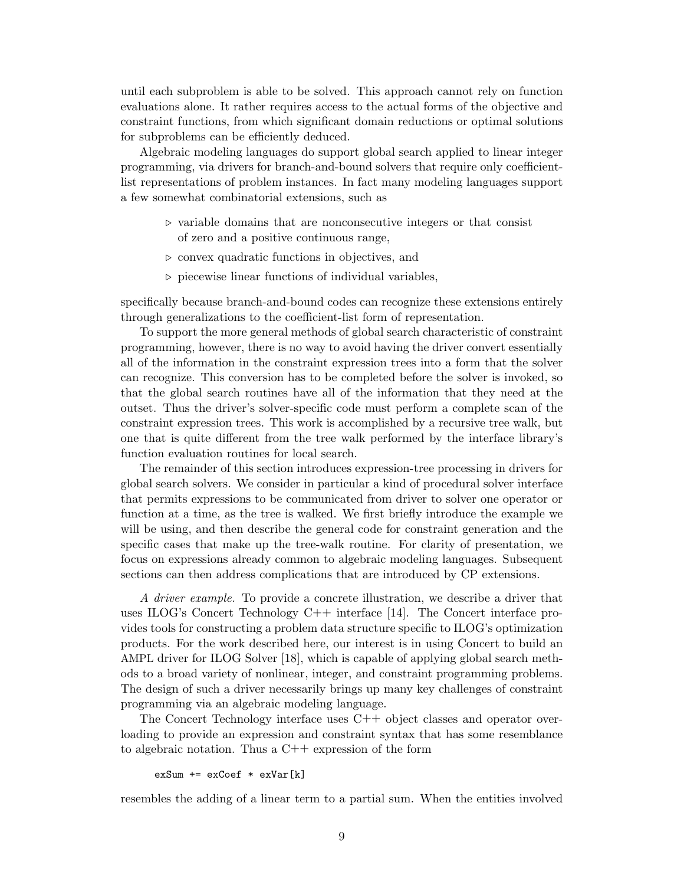until each subproblem is able to be solved. This approach cannot rely on function evaluations alone. It rather requires access to the actual forms of the objective and constraint functions, from which significant domain reductions or optimal solutions for subproblems can be efficiently deduced.

Algebraic modeling languages do support global search applied to linear integer programming, via drivers for branch-and-bound solvers that require only coefficient-list representations of problem instances. In fact many modeling languages support a few somewhat combinatorial extensions, such as

- ▹ variable domains that are nonconsecutive integers or that consist of zero and a positive continuous range,
- ▹ convex quadratic functions in objectives, and
- ▹ piecewise linear functions of individual variables,

specifically because branch-and-bound codes can recognize these extensions entirely through generalizations to the coefficient-list form of representation.

To support the more general methods of global search characteristic of constraint programming, however, there is no way to avoid having the driver convert essentially all of the information in the constraint expression trees into a form that the solver can recognize. This conversion has to be completed before the solver is invoked, so that the global search routines have all of the information that they need at the outset. Thus the driver's solver-specific code must perform a complete scan of the constraint expression trees. This work is accomplished by a recursive tree walk, but one that is quite different from the tree walk performed by the interface library's function evaluation routines for local search.

The remainder of this section introduces expression-tree processing in drivers for global search solvers. We consider in particular a kind of procedural solver interface that permits expressions to be communicated from driver to solver one operator or function at a time, as the tree is walked. We first briefly introduce the example we will be using, and then describe the general code for constraint generation and the specific cases that make up the tree-walk routine. For clarity of presentation, we focus on expressions already common to algebraic modeling languages. Subsequent sections can then address complications that are introduced by CP extensions.

*A driver example.* To provide a concrete illustration, we describe a driver that uses ILOG's Concert Technology C++ interface [14]. The Concert interface provides tools for constructing a problem data structure specific to ILOG's optimization products. For the work described here, our interest is in using Concert to build an AMPL driver for ILOG Solver [18], which is capable of applying global search methods to a broad variety of nonlinear, integer, and constraint programming problems. The design of such a driver necessarily brings up many key challenges of constraint programming via an algebraic modeling language.

The Concert Technology interface uses C++ object classes and operator overloading to provide an expression and constraint syntax that has some resemblance to algebraic notation. Thus a C++ expression of the form

```
exSum += exCoef * exVar[k]
```

resembles the adding of a linear term to a partial sum. When the entities involved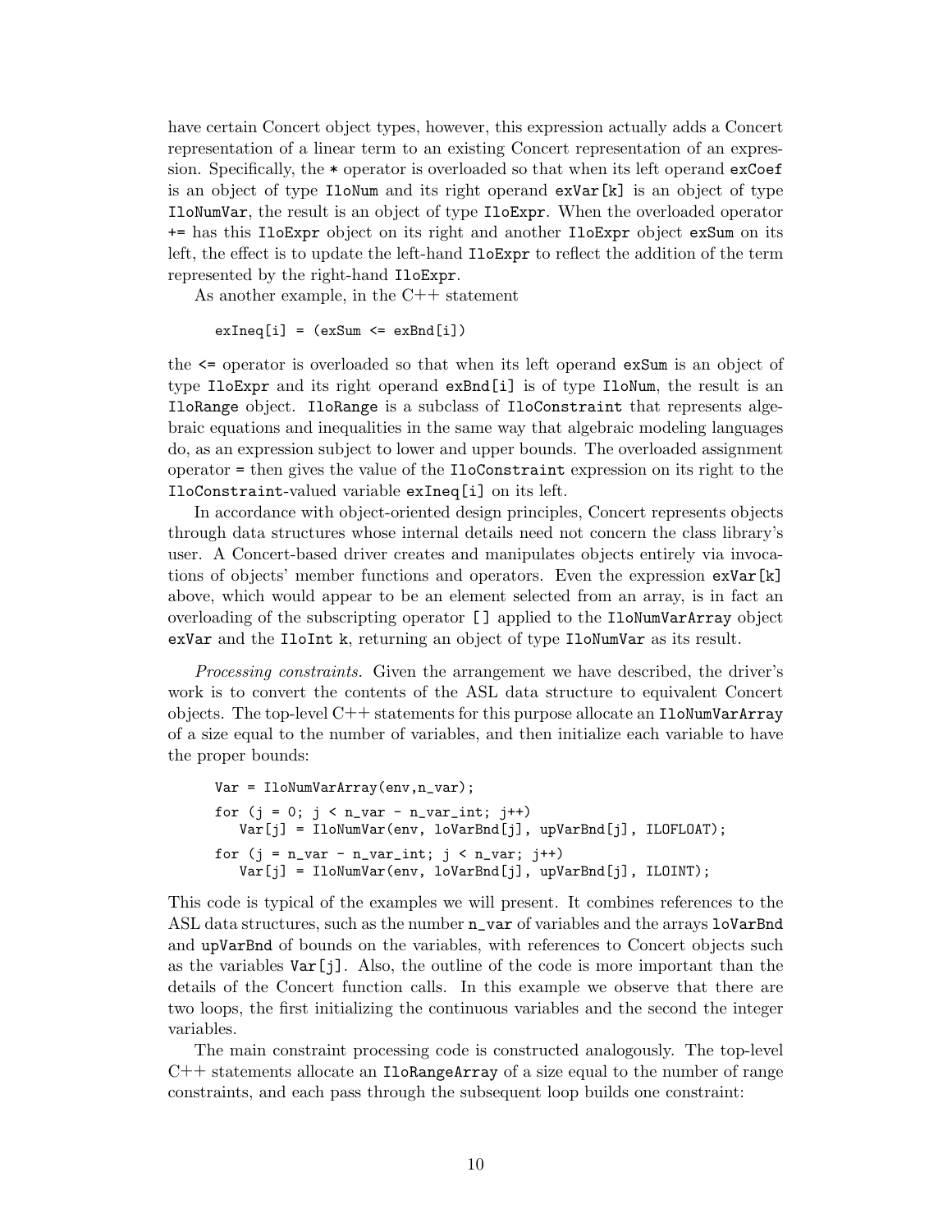have certain Concert object types, however, this expression actually adds a Concert representation of a linear term to an existing Concert representation of an expression. Specifically, the `*` operator is overloaded so that when its left operand `exCoef` is an object of type `IloNum` and its right operand `exVar[k]` is an object of type `IloNumVar`, the result is an object of type `IloExpr`. When the overloaded operator `+=` has this `IloExpr` object on its right and another `IloExpr` object `exSum` on its left, the effect is to update the left-hand `IloExpr` to reflect the addition of the term represented by the right-hand `IloExpr`.

As another example, in the C++ statement

```
exIneq[i] = (exSum <= exBnd[i])
```

the `<=` operator is overloaded so that when its left operand `exSum` is an object of type `IloExpr` and its right operand `exBnd[i]` is of type `IloNum`, the result is an `IloRange` object. `IloRange` is a subclass of `IloConstraint` that represents algebraic equations and inequalities in the same way that algebraic modeling languages do, as an expression subject to lower and upper bounds. The overloaded assignment operator `=` then gives the value of the `IloConstraint` expression on its right to the `IloConstraint`-valued variable `exIneq[i]` on its left.

In accordance with object-oriented design principles, Concert represents objects through data structures whose internal details need not concern the class library's user. A Concert-based driver creates and manipulates objects entirely via invocations of objects' member functions and operators. Even the expression `exVar[k]` above, which would appear to be an element selected from an array, is in fact an overloading of the subscripting operator `[]` applied to the `IloNumVarArray` object `exVar` and the `IloInt k`, returning an object of type `IloNumVar` as its result.

*Processing constraints.* Given the arrangement we have described, the driver's work is to convert the contents of the ASL data structure to equivalent Concert objects. The top-level C++ statements for this purpose allocate an `IloNumVarArray` of a size equal to the number of variables, and then initialize each variable to have the proper bounds:

```
Var = IloNumVarArray(env,n_var);
for (j = 0; j < n_var - n_var_int; j++)
   Var[j] = IloNumVar(env, loVarBnd[j], upVarBnd[j], ILOFLOAT);
for (j = n_var - n_var_int; j < n_var; j++)
   Var[j] = IloNumVar(env, loVarBnd[j], upVarBnd[j], ILOINT);
```

This code is typical of the examples we will present. It combines references to the ASL data structures, such as the number `n_var` of variables and the arrays `loVarBnd` and `upVarBnd` of bounds on the variables, with references to Concert objects such as the variables `Var[j]`. Also, the outline of the code is more important than the details of the Concert function calls. In this example we observe that there are two loops, the first initializing the continuous variables and the second the integer variables.

The main constraint processing code is constructed analogously. The top-level C++ statements allocate an `IloRangeArray` of a size equal to the number of range constraints, and each pass through the subsequent loop builds one constraint: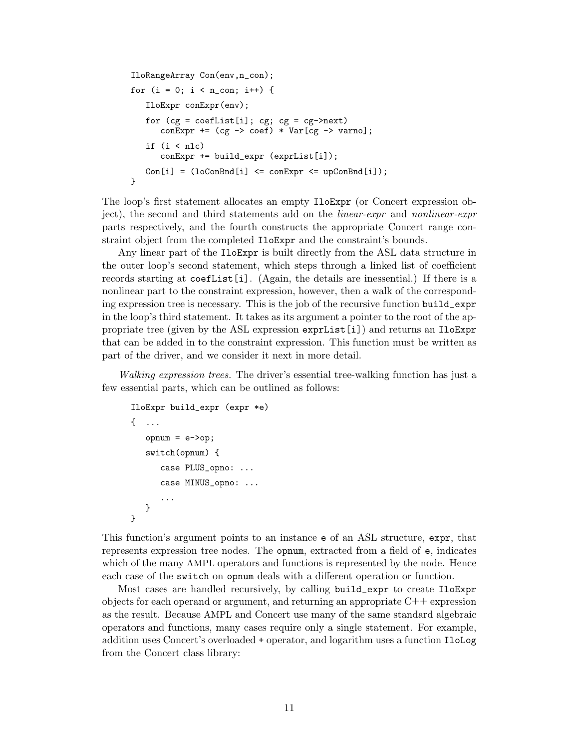```
IloRangeArray Con(env,n_con);
for (i = 0; i < n_con; i++) {
   IloExpr conExpr(env);
   for (cg = coefList[i]; cg; cg = cg->next)
      conExpr += (cg -> coef) * Var[cg -> varno];
   if (i < nlc)
      conExpr += build_expr (exprList[i]);
   Con[i] = (loConBnd[i] <= conExpr <= upConBnd[i]);
}
```

The loop's first statement allocates an empty IloExpr (or Concert expression object), the second and third statements add on the *linear-expr* and *nonlinear-expr* parts respectively, and the fourth constructs the appropriate Concert range constraint object from the completed IloExpr and the constraint's bounds.

Any linear part of the IloExpr is built directly from the ASL data structure in the outer loop's second statement, which steps through a linked list of coefficient records starting at coefList[i]. (Again, the details are inessential.) If there is a nonlinear part to the constraint expression, however, then a walk of the corresponding expression tree is necessary. This is the job of the recursive function build_expr in the loop's third statement. It takes as its argument a pointer to the root of the appropriate tree (given by the ASL expression exprList[i]) and returns an IloExpr that can be added in to the constraint expression. This function must be written as part of the driver, and we consider it next in more detail.

*Walking expression trees.* The driver's essential tree-walking function has just a few essential parts, which can be outlined as follows:

```
IloExpr build_expr (expr *e)
{  ...
   opnum = e->op;
   switch(opnum) {
      case PLUS_opno: ...
      case MINUS_opno: ...
      ...
   }
}
```

This function's argument points to an instance e of an ASL structure, expr, that represents expression tree nodes. The opnum, extracted from a field of e, indicates which of the many AMPL operators and functions is represented by the node. Hence each case of the switch on opnum deals with a different operation or function.

Most cases are handled recursively, by calling build_expr to create IloExpr objects for each operand or argument, and returning an appropriate C++ expression as the result. Because AMPL and Concert use many of the same standard algebraic operators and functions, many cases require only a single statement. For example, addition uses Concert's overloaded + operator, and logarithm uses a function IloLog from the Concert class library: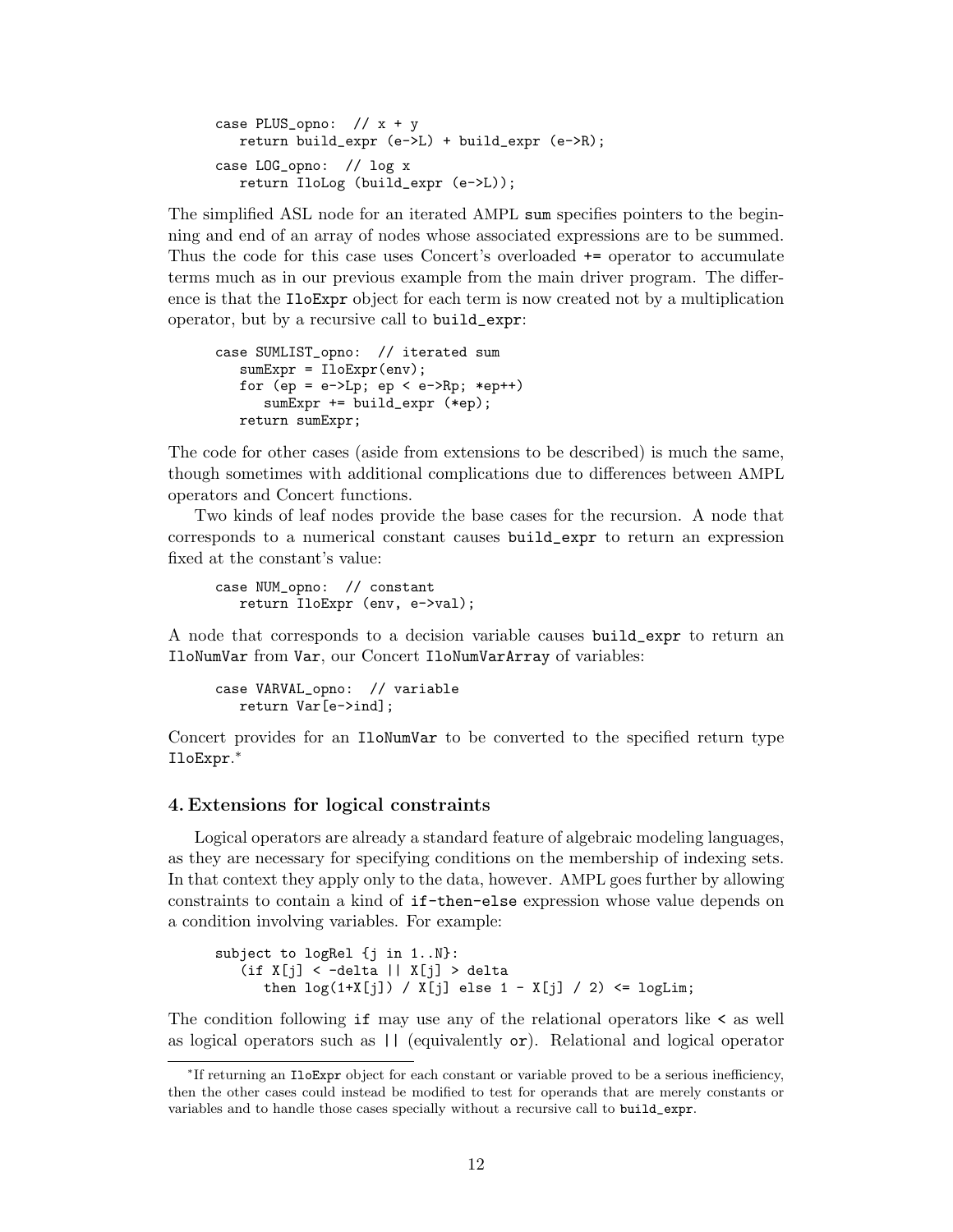```
case PLUS_opno:  // x + y
   return build_expr (e->L) + build_expr (e->R);
case LOG_opno:  // log x
   return IloLog (build_expr (e->L));
```

The simplified ASL node for an iterated AMPL `sum` specifies pointers to the beginning and end of an array of nodes whose associated expressions are to be summed. Thus the code for this case uses Concert's overloaded `+=` operator to accumulate terms much as in our previous example from the main driver program. The difference is that the `IloExpr` object for each term is now created not by a multiplication operator, but by a recursive call to `build_expr`:

```
case SUMLIST_opno:  // iterated sum
   sumExpr = IloExpr(env);
   for (ep = e->Lp; ep < e->Rp; *ep++)
      sumExpr += build_expr (*ep);
   return sumExpr;
```

The code for other cases (aside from extensions to be described) is much the same, though sometimes with additional complications due to differences between AMPL operators and Concert functions.

Two kinds of leaf nodes provide the base cases for the recursion. A node that corresponds to a numerical constant causes `build_expr` to return an expression fixed at the constant's value:

```
case NUM_opno:  // constant
   return IloExpr (env, e->val);
```

A node that corresponds to a decision variable causes `build_expr` to return an `IloNumVar` from `Var`, our Concert `IloNumVarArray` of variables:

```
case VARVAL_opno:  // variable
   return Var[e->ind];
```

Concert provides for an `IloNumVar` to be converted to the specified return type `IloExpr`.*

## 4. Extensions for logical constraints

Logical operators are already a standard feature of algebraic modeling languages, as they are necessary for specifying conditions on the membership of indexing sets. In that context they apply only to the data, however. AMPL goes further by allowing constraints to contain a kind of `if-then-else` expression whose value depends on a condition involving variables. For example:

```
subject to logRel {j in 1..N}:
   (if X[j] < -delta || X[j] > delta
      then log(1+X[j]) / X[j] else 1 - X[j] / 2) <= logLim;
```

The condition following `if` may use any of the relational operators like `<` as well as logical operators such as `||` (equivalently `or`). Relational and logical operator

---

*If returning an `IloExpr` object for each constant or variable proved to be a serious inefficiency, then the other cases could instead be modified to test for operands that are merely constants or variables and to handle those cases specially without a recursive call to `build_expr`.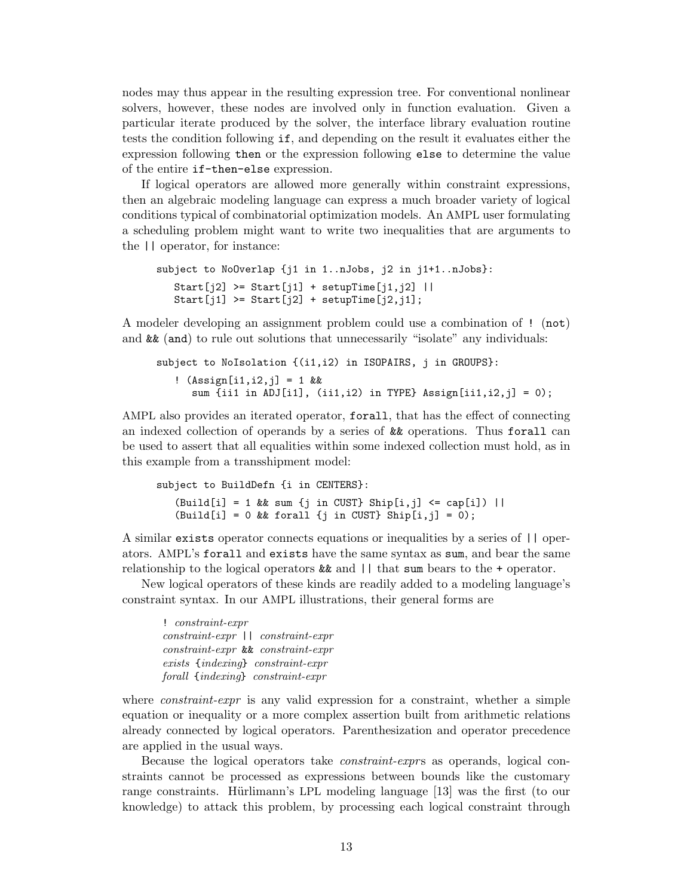nodes may thus appear in the resulting expression tree. For conventional nonlinear solvers, however, these nodes are involved only in function evaluation. Given a particular iterate produced by the solver, the interface library evaluation routine tests the condition following `if`, and depending on the result it evaluates either the expression following `then` or the expression following `else` to determine the value of the entire `if-then-else` expression.

If logical operators are allowed more generally within constraint expressions, then an algebraic modeling language can express a much broader variety of logical conditions typical of combinatorial optimization models. An AMPL user formulating a scheduling problem might want to write two inequalities that are arguments to the `||` operator, for instance:

```
subject to NoOverlap {j1 in 1..nJobs, j2 in j1+1..nJobs}:
   Start[j2] >= Start[j1] + setupTime[j1,j2] ||
   Start[j1] >= Start[j2] + setupTime[j2,j1];
```

A modeler developing an assignment problem could use a combination of `!` (`not`) and `&&` (`and`) to rule out solutions that unnecessarily "isolate" any individuals:

```
subject to NoIsolation {(i1,i2) in ISOPAIRS, j in GROUPS}:
   ! (Assign[i1,i2,j] = 1 &&
      sum {ii1 in ADJ[i1], (ii1,i2) in TYPE} Assign[ii1,i2,j] = 0);
```

AMPL also provides an iterated operator, `forall`, that has the effect of connecting an indexed collection of operands by a series of `&&` operations. Thus `forall` can be used to assert that all equalities within some indexed collection must hold, as in this example from a transshipment model:

```
subject to BuildDefn {i in CENTERS}:
   (Build[i] = 1 && sum {j in CUST} Ship[i,j] <= cap[i]) ||
   (Build[i] = 0 && forall {j in CUST} Ship[i,j] = 0);
```

A similar `exists` operator connects equations or inequalities by a series of `||` operators. AMPL's `forall` and `exists` have the same syntax as `sum`, and bear the same relationship to the logical operators `&&` and `||` that `sum` bears to the `+` operator.

New logical operators of these kinds are readily added to a modeling language's constraint syntax. In our AMPL illustrations, their general forms are

`!` *constraint-expr*
*constraint-expr* `||` *constraint-expr*
*constraint-expr* `&&` *constraint-expr*
*exists* {*indexing*} *constraint-expr*
*forall* {*indexing*} *constraint-expr*

where *constraint-expr* is any valid expression for a constraint, whether a simple equation or inequality or a more complex assertion built from arithmetic relations already connected by logical operators. Parenthesization and operator precedence are applied in the usual ways.

Because the logical operators take *constraint-expr*s as operands, logical constraints cannot be processed as expressions between bounds like the customary range constraints. Hürlimann's LPL modeling language [13] was the first (to our knowledge) to attack this problem, by processing each logical constraint through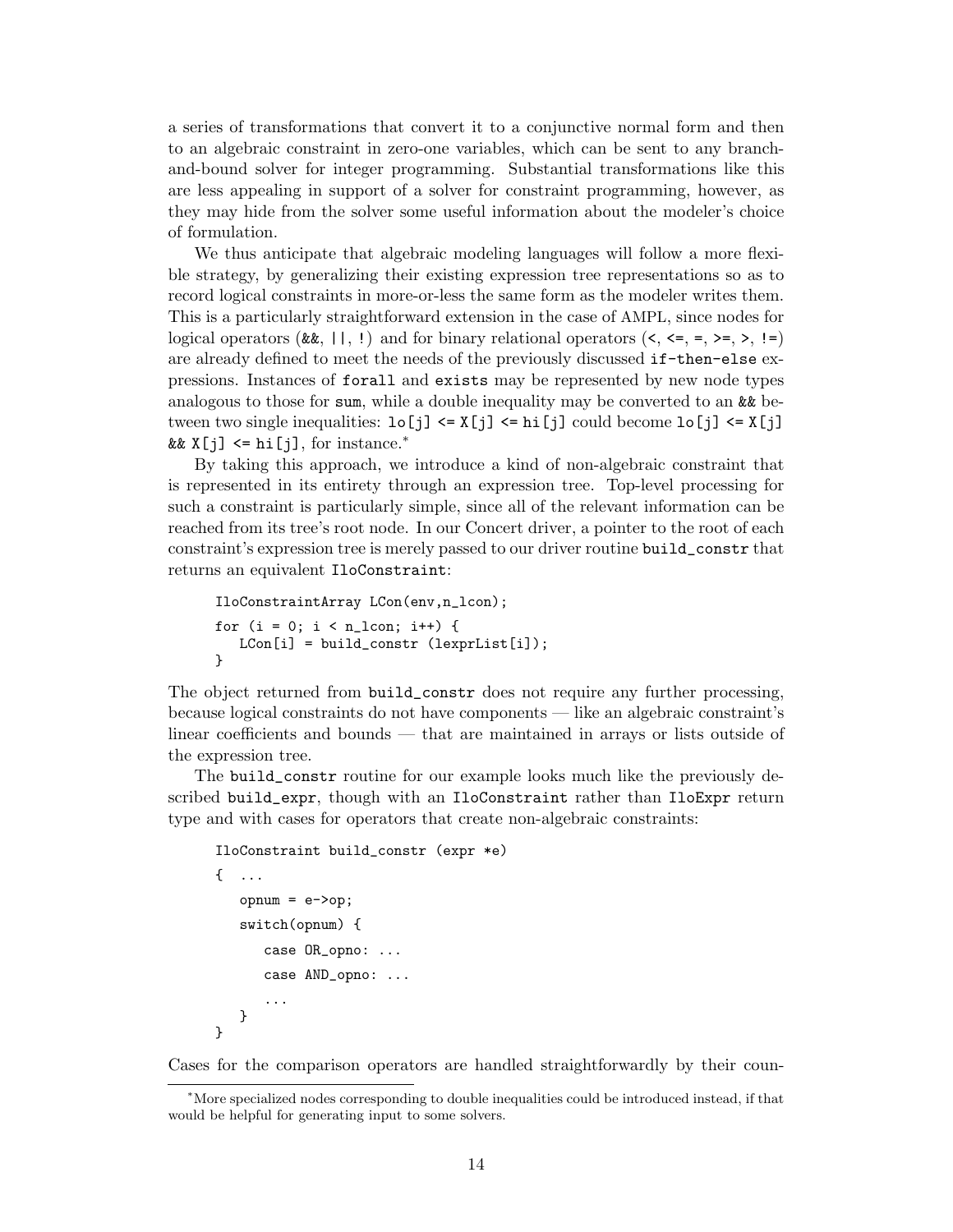a series of transformations that convert it to a conjunctive normal form and then to an algebraic constraint in zero-one variables, which can be sent to any branch-and-bound solver for integer programming. Substantial transformations like this are less appealing in support of a solver for constraint programming, however, as they may hide from the solver some useful information about the modeler's choice of formulation.

We thus anticipate that algebraic modeling languages will follow a more flexible strategy, by generalizing their existing expression tree representations so as to record logical constraints in more-or-less the same form as the modeler writes them. This is a particularly straightforward extension in the case of AMPL, since nodes for logical operators (`&&`, `||`, `!`) and for binary relational operators (`<`, `<=`, `=`, `>=`, `>`, `!=`) are already defined to meet the needs of the previously discussed `if-then-else` expressions. Instances of `forall` and `exists` may be represented by new node types analogous to those for `sum`, while a double inequality may be converted to an `&&` between two single inequalities: `lo[j] <= X[j] <= hi[j]` could become `lo[j] <= X[j] && X[j] <= hi[j]`, for instance.*

By taking this approach, we introduce a kind of non-algebraic constraint that is represented in its entirety through an expression tree. Top-level processing for such a constraint is particularly simple, since all of the relevant information can be reached from its tree's root node. In our Concert driver, a pointer to the root of each constraint's expression tree is merely passed to our driver routine `build_constr` that returns an equivalent `IloConstraint`:

```
IloConstraintArray LCon(env,n_lcon);
for (i = 0; i < n_lcon; i++) {
   LCon[i] = build_constr (lexprList[i]);
}
```

The object returned from `build_constr` does not require any further processing, because logical constraints do not have components — like an algebraic constraint's linear coefficients and bounds — that are maintained in arrays or lists outside of the expression tree.

The `build_constr` routine for our example looks much like the previously described `build_expr`, though with an `IloConstraint` rather than `IloExpr` return type and with cases for operators that create non-algebraic constraints:

```
IloConstraint build_constr (expr *e)
{  ...
   opnum = e->op;
   switch(opnum) {
      case OR_opno: ...
      case AND_opno: ...
      ...
   }
}
```

Cases for the comparison operators are handled straightforwardly by their coun-

---

*More specialized nodes corresponding to double inequalities could be introduced instead, if that would be helpful for generating input to some solvers.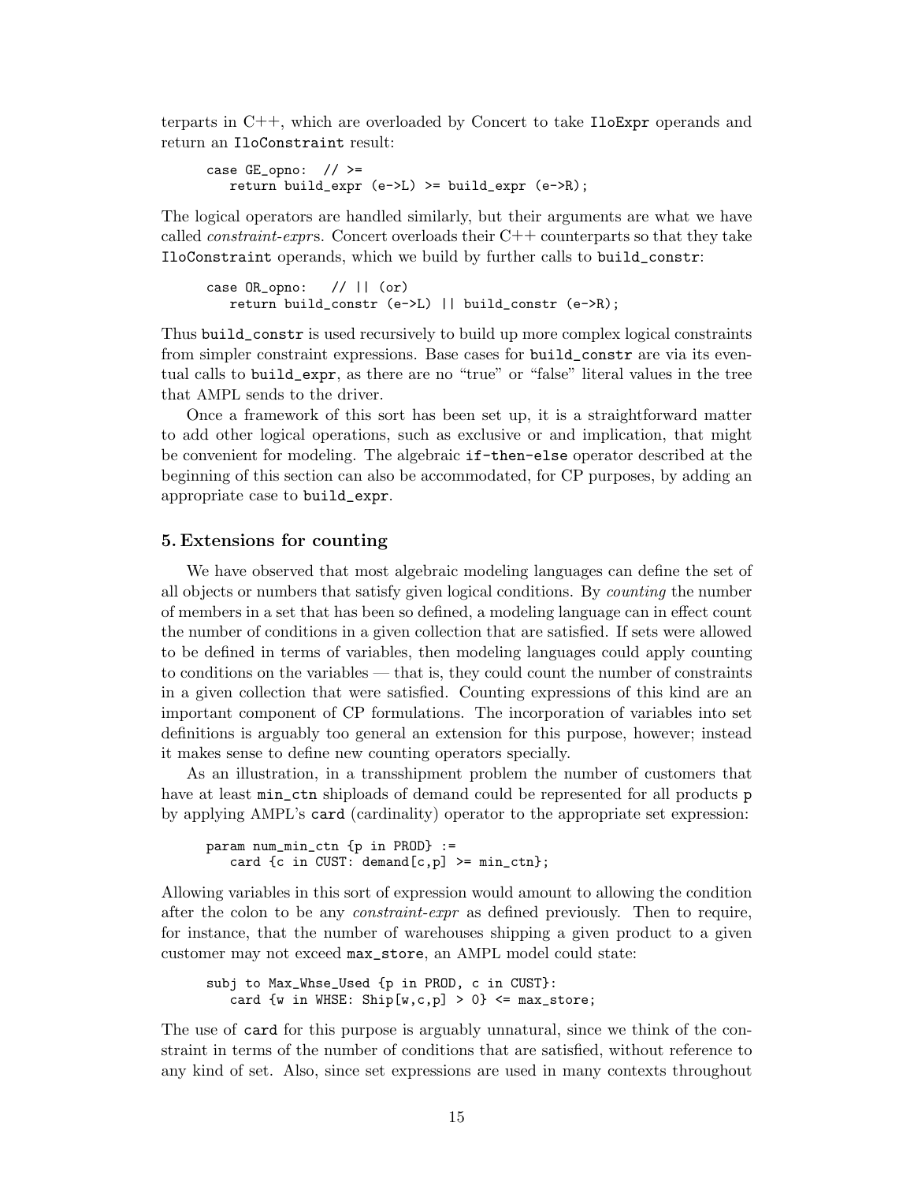terparts in C++, which are overloaded by Concert to take `IloExpr` operands and return an `IloConstraint` result:

```
case GE_opno:  // >=
   return build_expr (e->L) >= build_expr (e->R);
```

The logical operators are handled similarly, but their arguments are what we have called *constraint-expr*s. Concert overloads their C++ counterparts so that they take `IloConstraint` operands, which we build by further calls to `build_constr`:

```
case OR_opno:   // || (or)
   return build_constr (e->L) || build_constr (e->R);
```

Thus `build_constr` is used recursively to build up more complex logical constraints from simpler constraint expressions. Base cases for `build_constr` are via its eventual calls to `build_expr`, as there are no "true" or "false" literal values in the tree that AMPL sends to the driver.

Once a framework of this sort has been set up, it is a straightforward matter to add other logical operations, such as exclusive or and implication, that might be convenient for modeling. The algebraic `if-then-else` operator described at the beginning of this section can also be accommodated, for CP purposes, by adding an appropriate case to `build_expr`.

## 5. Extensions for counting

We have observed that most algebraic modeling languages can define the set of all objects or numbers that satisfy given logical conditions. By *counting* the number of members in a set that has been so defined, a modeling language can in effect count the number of conditions in a given collection that are satisfied. If sets were allowed to be defined in terms of variables, then modeling languages could apply counting to conditions on the variables — that is, they could count the number of constraints in a given collection that were satisfied. Counting expressions of this kind are an important component of CP formulations. The incorporation of variables into set definitions is arguably too general an extension for this purpose, however; instead it makes sense to define new counting operators specially.

As an illustration, in a transshipment problem the number of customers that have at least `min_ctn` shiploads of demand could be represented for all products `p` by applying AMPL's `card` (cardinality) operator to the appropriate set expression:

```
param num_min_ctn {p in PROD} :=
   card {c in CUST: demand[c,p] >= min_ctn};
```

Allowing variables in this sort of expression would amount to allowing the condition after the colon to be any *constraint-expr* as defined previously. Then to require, for instance, that the number of warehouses shipping a given product to a given customer may not exceed `max_store`, an AMPL model could state:

```
subj to Max_Whse_Used {p in PROD, c in CUST}:
   card {w in WHSE: Ship[w,c,p] > 0} <= max_store;
```

The use of `card` for this purpose is arguably unnatural, since we think of the constraint in terms of the number of conditions that are satisfied, without reference to any kind of set. Also, since set expressions are used in many contexts throughout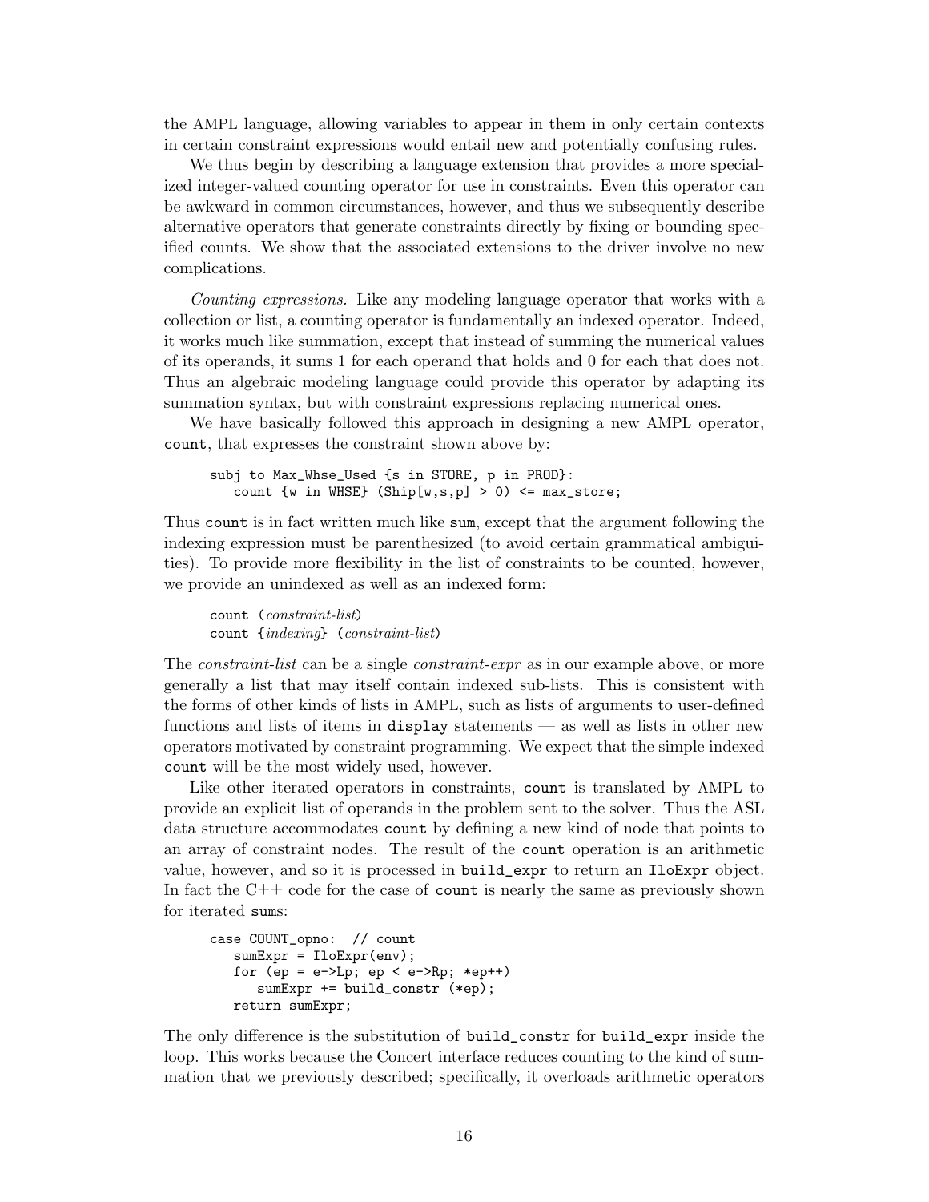the AMPL language, allowing variables to appear in them in only certain contexts in certain constraint expressions would entail new and potentially confusing rules.

We thus begin by describing a language extension that provides a more specialized integer-valued counting operator for use in constraints. Even this operator can be awkward in common circumstances, however, and thus we subsequently describe alternative operators that generate constraints directly by fixing or bounding specified counts. We show that the associated extensions to the driver involve no new complications.

*Counting expressions.* Like any modeling language operator that works with a collection or list, a counting operator is fundamentally an indexed operator. Indeed, it works much like summation, except that instead of summing the numerical values of its operands, it sums 1 for each operand that holds and 0 for each that does not. Thus an algebraic modeling language could provide this operator by adapting its summation syntax, but with constraint expressions replacing numerical ones.

We have basically followed this approach in designing a new AMPL operator, `count`, that expresses the constraint shown above by:

```
subj to Max_Whse_Used {s in STORE, p in PROD}:
   count {w in WHSE} (Ship[w,s,p] > 0) <= max_store;
```

Thus `count` is in fact written much like `sum`, except that the argument following the indexing expression must be parenthesized (to avoid certain grammatical ambiguities). To provide more flexibility in the list of constraints to be counted, however, we provide an unindexed as well as an indexed form:

> `count` (*constraint-list*)
> `count` {*indexing*} (*constraint-list*)

The *constraint-list* can be a single *constraint-expr* as in our example above, or more generally a list that may itself contain indexed sub-lists. This is consistent with the forms of other kinds of lists in AMPL, such as lists of arguments to user-defined functions and lists of items in `display` statements — as well as lists in other new operators motivated by constraint programming. We expect that the simple indexed `count` will be the most widely used, however.

Like other iterated operators in constraints, `count` is translated by AMPL to provide an explicit list of operands in the problem sent to the solver. Thus the ASL data structure accommodates `count` by defining a new kind of node that points to an array of constraint nodes. The result of the `count` operation is an arithmetic value, however, and so it is processed in `build_expr` to return an `IloExpr` object. In fact the C++ code for the case of `count` is nearly the same as previously shown for iterated `sum`s:

```
case COUNT_opno:  // count
   sumExpr = IloExpr(env);
   for (ep = e->Lp; ep < e->Rp; *ep++)
      sumExpr += build_constr (*ep);
   return sumExpr;
```

The only difference is the substitution of `build_constr` for `build_expr` inside the loop. This works because the Concert interface reduces counting to the kind of summation that we previously described; specifically, it overloads arithmetic operators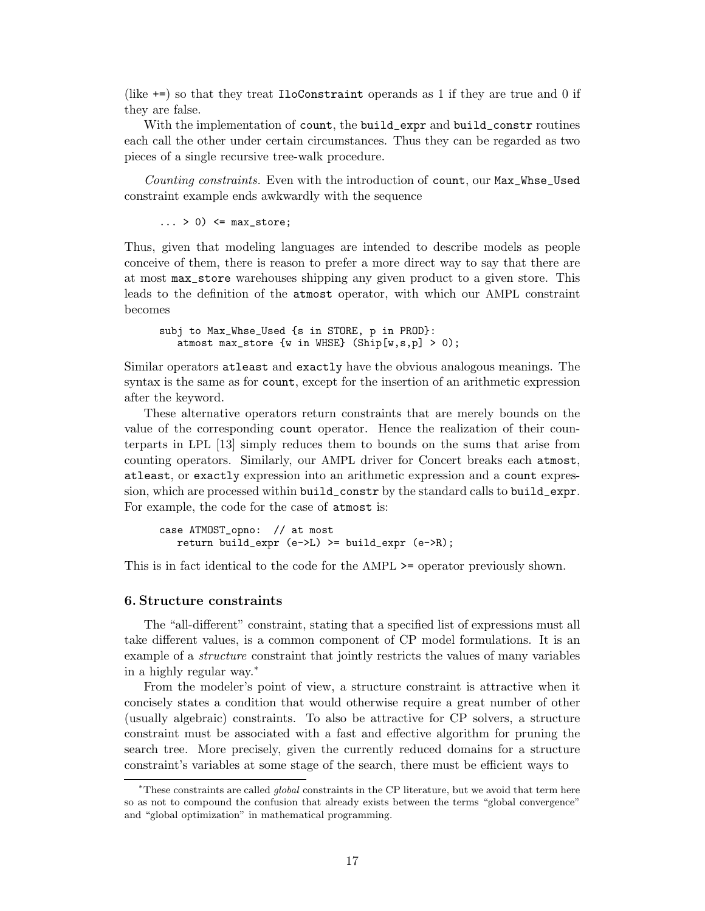(like `+=`) so that they treat `IloConstraint` operands as 1 if they are true and 0 if they are false.

With the implementation of `count`, the `build_expr` and `build_constr` routines each call the other under certain circumstances. Thus they can be regarded as two pieces of a single recursive tree-walk procedure.

*Counting constraints.* Even with the introduction of `count`, our `Max_Whse_Used` constraint example ends awkwardly with the sequence

```
... > 0) <= max_store;
```

Thus, given that modeling languages are intended to describe models as people conceive of them, there is reason to prefer a more direct way to say that there are at most `max_store` warehouses shipping any given product to a given store. This leads to the definition of the `atmost` operator, with which our AMPL constraint becomes

```
subj to Max_Whse_Used {s in STORE, p in PROD}:
   atmost max_store {w in WHSE} (Ship[w,s,p] > 0);
```

Similar operators `atleast` and `exactly` have the obvious analogous meanings. The syntax is the same as for `count`, except for the insertion of an arithmetic expression after the keyword.

These alternative operators return constraints that are merely bounds on the value of the corresponding `count` operator. Hence the realization of their counterparts in LPL [13] simply reduces them to bounds on the sums that arise from counting operators. Similarly, our AMPL driver for Concert breaks each `atmost`, `atleast`, or `exactly` expression into an arithmetic expression and a `count` expression, which are processed within `build_constr` by the standard calls to `build_expr`. For example, the code for the case of `atmost` is:

```
case ATMOST_opno:  // at most
   return build_expr (e->L) >= build_expr (e->R);
```

This is in fact identical to the code for the AMPL `>=` operator previously shown.

## 6. Structure constraints

The "all-different" constraint, stating that a specified list of expressions must all take different values, is a common component of CP model formulations. It is an example of a *structure* constraint that jointly restricts the values of many variables in a highly regular way.*

From the modeler's point of view, a structure constraint is attractive when it concisely states a condition that would otherwise require a great number of other (usually algebraic) constraints. To also be attractive for CP solvers, a structure constraint must be associated with a fast and effective algorithm for pruning the search tree. More precisely, given the currently reduced domains for a structure constraint's variables at some stage of the search, there must be efficient ways to

---

*These constraints are called *global* constraints in the CP literature, but we avoid that term here so as not to compound the confusion that already exists between the terms "global convergence" and "global optimization" in mathematical programming.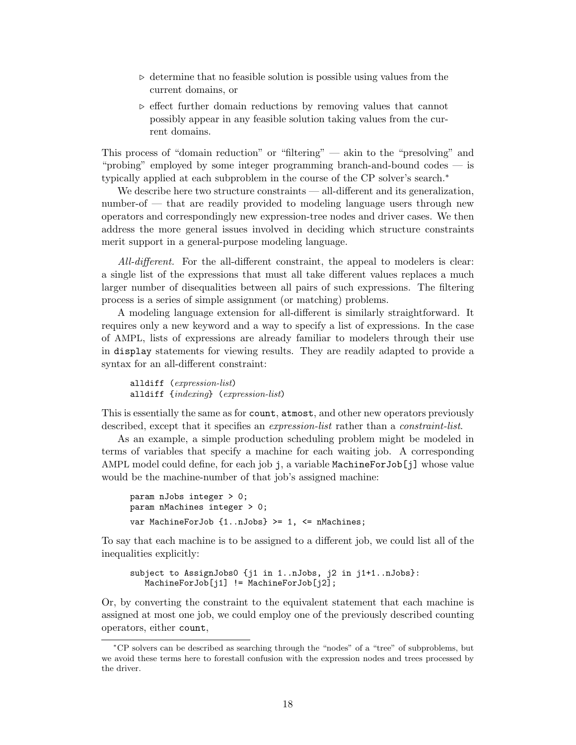- ▷ determine that no feasible solution is possible using values from the current domains, or
- ▷ effect further domain reductions by removing values that cannot possibly appear in any feasible solution taking values from the current domains.

This process of "domain reduction" or "filtering" — akin to the "presolving" and "probing" employed by some integer programming branch-and-bound codes — is typically applied at each subproblem in the course of the CP solver's search.*

We describe here two structure constraints — all-different and its generalization, number-of — that are readily provided to modeling language users through new operators and correspondingly new expression-tree nodes and driver cases. We then address the more general issues involved in deciding which structure constraints merit support in a general-purpose modeling language.

*All-different.* For the all-different constraint, the appeal to modelers is clear: a single list of the expressions that must all take different values replaces a much larger number of disequalities between all pairs of such expressions. The filtering process is a series of simple assignment (or matching) problems.

A modeling language extension for all-different is similarly straightforward. It requires only a new keyword and a way to specify a list of expressions. In the case of AMPL, lists of expressions are already familiar to modelers through their use in `display` statements for viewing results. They are readily adapted to provide a syntax for an all-different constraint:

```
alldiff (expression-list)
alldiff {indexing} (expression-list)
```

This is essentially the same as for `count`, `atmost`, and other new operators previously described, except that it specifies an *expression-list* rather than a *constraint-list*.

As an example, a simple production scheduling problem might be modeled in terms of variables that specify a machine for each waiting job. A corresponding AMPL model could define, for each job `j`, a variable `MachineForJob[j]` whose value would be the machine-number of that job's assigned machine:

```
param nJobs integer > 0;
param nMachines integer > 0;

var MachineForJob {1..nJobs} >= 1, <= nMachines;
```

To say that each machine is to be assigned to a different job, we could list all of the inequalities explicitly:

```
subject to AssignJobs0 {j1 in 1..nJobs, j2 in j1+1..nJobs}:
   MachineForJob[j1] != MachineForJob[j2];
```

Or, by converting the constraint to the equivalent statement that each machine is assigned at most one job, we could employ one of the previously described counting operators, either `count`,

---

*CP solvers can be described as searching through the "nodes" of a "tree" of subproblems, but we avoid these terms here to forestall confusion with the expression nodes and trees processed by the driver.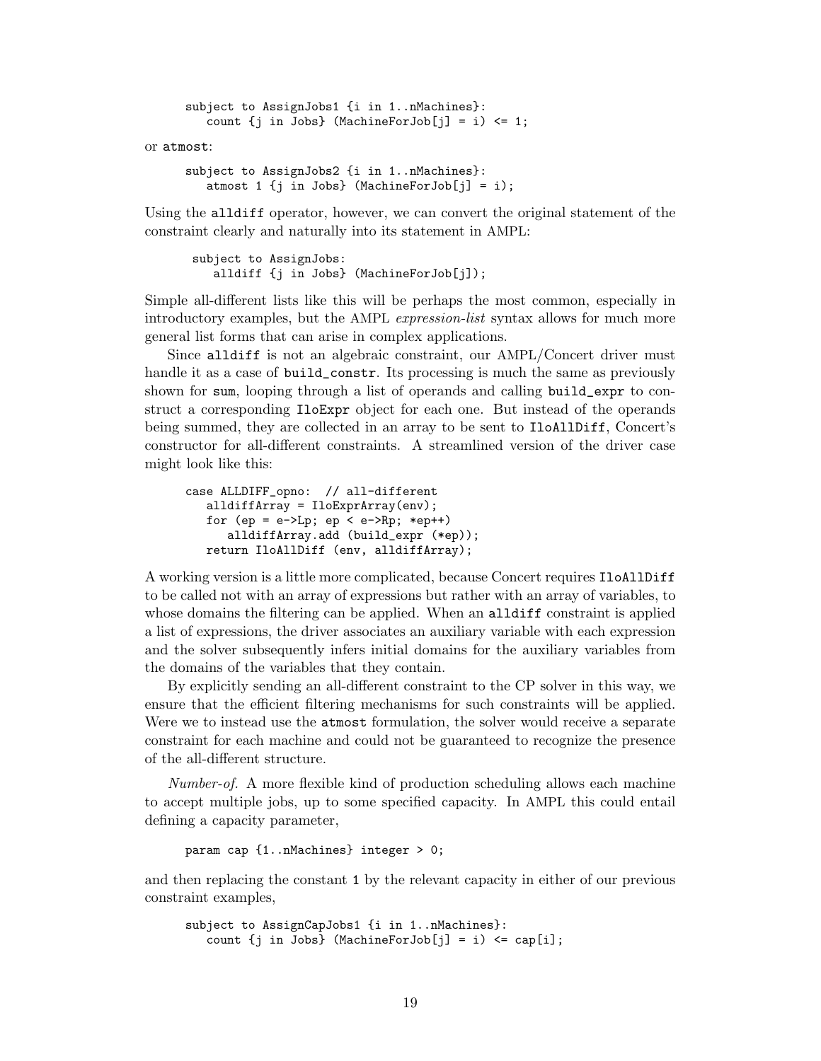```
subject to AssignJobs1 {i in 1..nMachines}:
   count {j in Jobs} (MachineForJob[j] = i) <= 1;
```

or `atmost`:

```
subject to AssignJobs2 {i in 1..nMachines}:
   atmost 1 {j in Jobs} (MachineForJob[j] = i);
```

Using the `alldiff` operator, however, we can convert the original statement of the constraint clearly and naturally into its statement in AMPL:

```
subject to AssignJobs:
   alldiff {j in Jobs} (MachineForJob[j]);
```

Simple all-different lists like this will be perhaps the most common, especially in introductory examples, but the AMPL *expression-list* syntax allows for much more general list forms that can arise in complex applications.

Since `alldiff` is not an algebraic constraint, our AMPL/Concert driver must handle it as a case of `build_constr`. Its processing is much the same as previously shown for `sum`, looping through a list of operands and calling `build_expr` to construct a corresponding `IloExpr` object for each one. But instead of the operands being summed, they are collected in an array to be sent to `IloAllDiff`, Concert's constructor for all-different constraints. A streamlined version of the driver case might look like this:

```
case ALLDIFF_opno:  // all-different
   alldiffArray = IloExprArray(env);
   for (ep = e->Lp; ep < e->Rp; *ep++)
      alldiffArray.add (build_expr (*ep));
   return IloAllDiff (env, alldiffArray);
```

A working version is a little more complicated, because Concert requires `IloAllDiff` to be called not with an array of expressions but rather with an array of variables, to whose domains the filtering can be applied. When an `alldiff` constraint is applied a list of expressions, the driver associates an auxiliary variable with each expression and the solver subsequently infers initial domains for the auxiliary variables from the domains of the variables that they contain.

By explicitly sending an all-different constraint to the CP solver in this way, we ensure that the efficient filtering mechanisms for such constraints will be applied. Were we to instead use the `atmost` formulation, the solver would receive a separate constraint for each machine and could not be guaranteed to recognize the presence of the all-different structure.

*Number-of.* A more flexible kind of production scheduling allows each machine to accept multiple jobs, up to some specified capacity. In AMPL this could entail defining a capacity parameter,

```
param cap {1..nMachines} integer > 0;
```

and then replacing the constant `1` by the relevant capacity in either of our previous constraint examples,

```
subject to AssignCapJobs1 {i in 1..nMachines}:
   count {j in Jobs} (MachineForJob[j] = i) <= cap[i];
```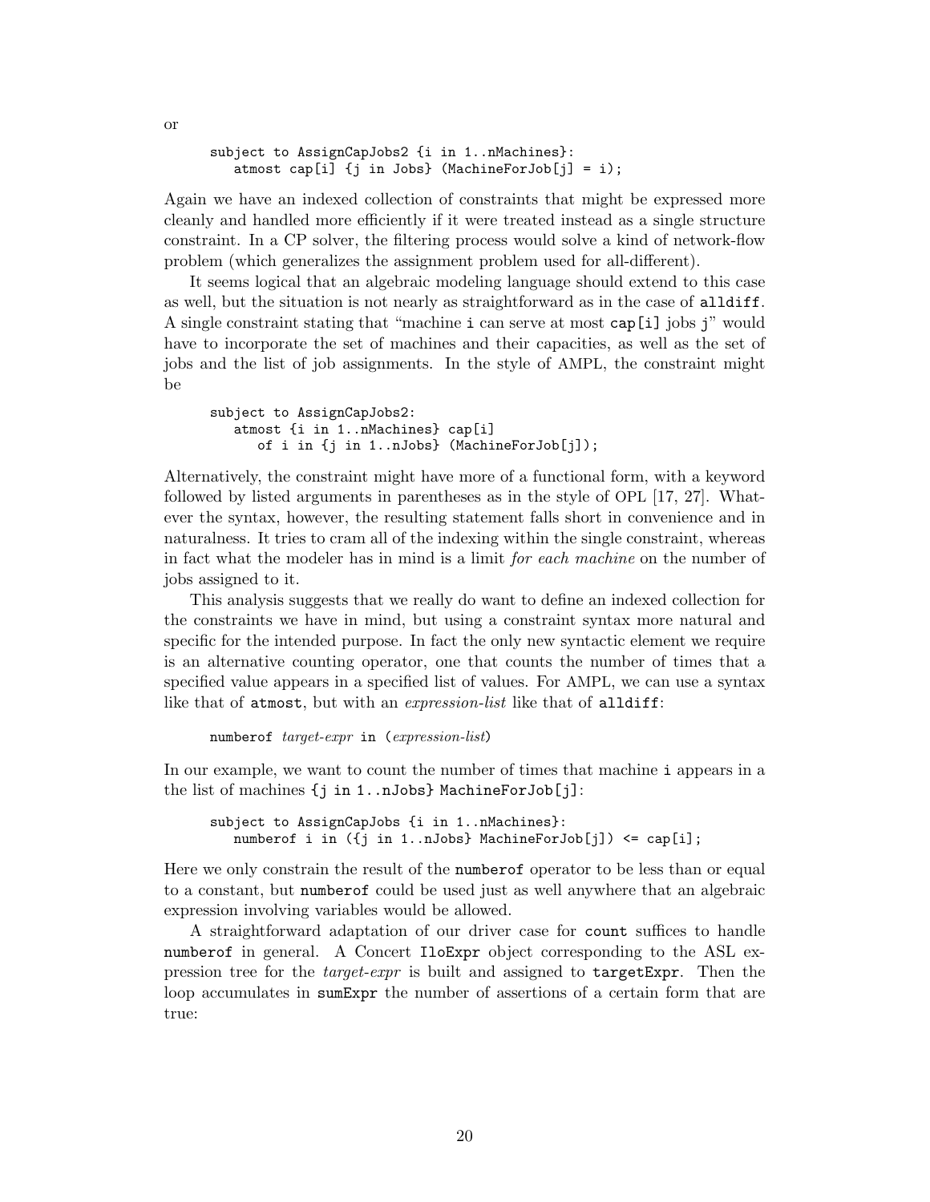or

```
subject to AssignCapJobs2 {i in 1..nMachines}:
   atmost cap[i] {j in Jobs} (MachineForJob[j] = i);
```

Again we have an indexed collection of constraints that might be expressed more cleanly and handled more efficiently if it were treated instead as a single structure constraint. In a CP solver, the filtering process would solve a kind of network-flow problem (which generalizes the assignment problem used for all-different).

It seems logical that an algebraic modeling language should extend to this case as well, but the situation is not nearly as straightforward as in the case of `alldiff`. A single constraint stating that "machine `i` can serve at most `cap[i]` jobs `j`" would have to incorporate the set of machines and their capacities, as well as the set of jobs and the list of job assignments. In the style of AMPL, the constraint might be

```
subject to AssignCapJobs2:
   atmost {i in 1..nMachines} cap[i]
      of i in {j in 1..nJobs} (MachineForJob[j]);
```

Alternatively, the constraint might have more of a functional form, with a keyword followed by listed arguments in parentheses as in the style of OPL [17, 27]. Whatever the syntax, however, the resulting statement falls short in convenience and in naturalness. It tries to cram all of the indexing within the single constraint, whereas in fact what the modeler has in mind is a limit *for each machine* on the number of jobs assigned to it.

This analysis suggests that we really do want to define an indexed collection for the constraints we have in mind, but using a constraint syntax more natural and specific for the intended purpose. In fact the only new syntactic element we require is an alternative counting operator, one that counts the number of times that a specified value appears in a specified list of values. For AMPL, we can use a syntax like that of `atmost`, but with an *expression-list* like that of `alldiff`:

`numberof` *target-expr* `in (`*expression-list*`)`

In our example, we want to count the number of times that machine `i` appears in a the list of machines `{j in 1..nJobs} MachineForJob[j]`:

```
subject to AssignCapJobs {i in 1..nMachines}:
   numberof i in ({j in 1..nJobs} MachineForJob[j]) <= cap[i];
```

Here we only constrain the result of the `numberof` operator to be less than or equal to a constant, but `numberof` could be used just as well anywhere that an algebraic expression involving variables would be allowed.

A straightforward adaptation of our driver case for `count` suffices to handle `numberof` in general. A Concert `IloExpr` object corresponding to the ASL expression tree for the *target-expr* is built and assigned to `targetExpr`. Then the loop accumulates in `sumExpr` the number of assertions of a certain form that are true: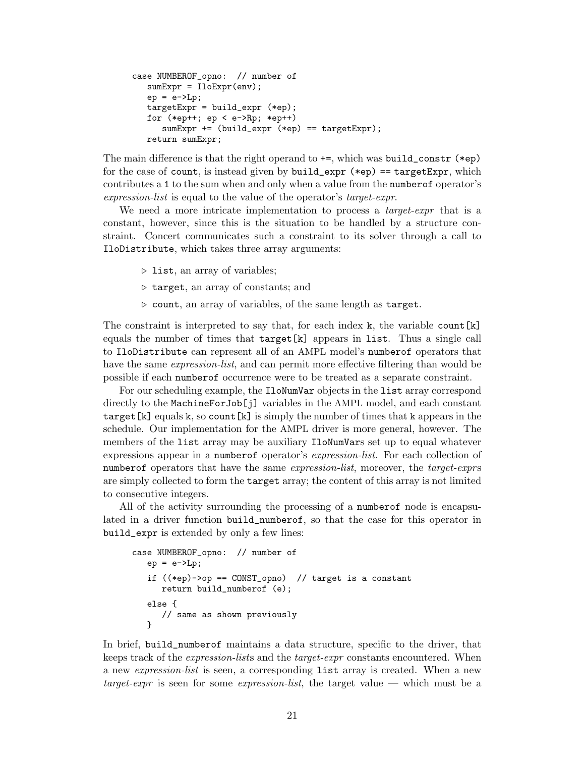```
case NUMBEROF_opno:  // number of
   sumExpr = IloExpr(env);
   ep = e->Lp;
   targetExpr = build_expr (*ep);
   for (*ep++; ep < e->Rp; *ep++)
      sumExpr += (build_expr (*ep) == targetExpr);
   return sumExpr;
```

The main difference is that the right operand to `+=`, which was `build_constr (*ep)` for the case of `count`, is instead given by `build_expr (*ep) == targetExpr`, which contributes a `1` to the sum when and only when a value from the `numberof` operator's *expression-list* is equal to the value of the operator's *target-expr*.

We need a more intricate implementation to process a *target-expr* that is a constant, however, since this is the situation to be handled by a structure constraint. Concert communicates such a constraint to its solver through a call to `IloDistribute`, which takes three array arguments:

- `list`, an array of variables;
- `target`, an array of constants; and
- `count`, an array of variables, of the same length as `target`.

The constraint is interpreted to say that, for each index `k`, the variable `count[k]` equals the number of times that `target[k]` appears in `list`. Thus a single call to `IloDistribute` can represent all of an AMPL model's `numberof` operators that have the same *expression-list*, and can permit more effective filtering than would be possible if each `numberof` occurrence were to be treated as a separate constraint.

For our scheduling example, the `IloNumVar` objects in the `list` array correspond directly to the `MachineForJob[j]` variables in the AMPL model, and each constant `target[k]` equals `k`, so `count[k]` is simply the number of times that `k` appears in the schedule. Our implementation for the AMPL driver is more general, however. The members of the `list` array may be auxiliary `IloNumVar`s set up to equal whatever expressions appear in a `numberof` operator's *expression-list*. For each collection of `numberof` operators that have the same *expression-list*, moreover, the *target-expr*s are simply collected to form the `target` array; the content of this array is not limited to consecutive integers.

All of the activity surrounding the processing of a `numberof` node is encapsulated in a driver function `build_numberof`, so that the case for this operator in `build_expr` is extended by only a few lines:

```
case NUMBEROF_opno:  // number of
   ep = e->Lp;
   if ((*ep)->op == CONST_opno)  // target is a constant
      return build_numberof (e);
   else {
      // same as shown previously
   }
```

In brief, `build_numberof` maintains a data structure, specific to the driver, that keeps track of the *expression-list*s and the *target-expr* constants encountered. When a new *expression-list* is seen, a corresponding `list` array is created. When a new *target-expr* is seen for some *expression-list*, the target value — which must be a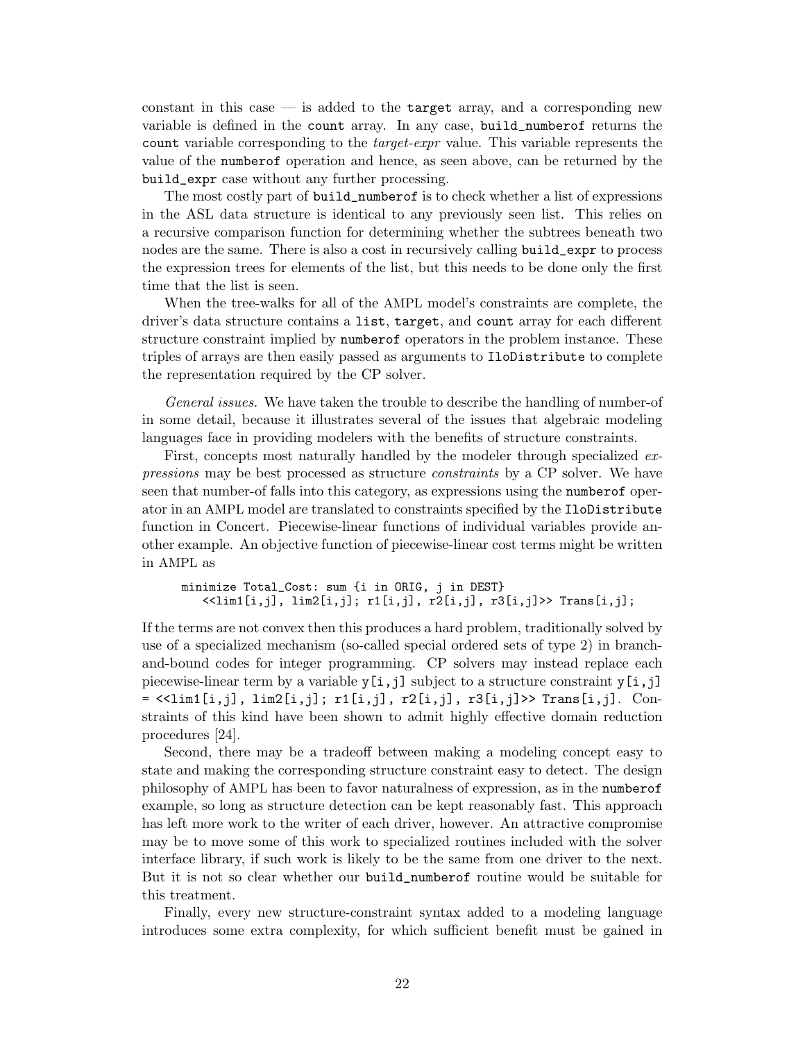constant in this case — is added to the `target` array, and a corresponding new variable is defined in the `count` array. In any case, `build_numberof` returns the `count` variable corresponding to the *target-expr* value. This variable represents the value of the `numberof` operation and hence, as seen above, can be returned by the `build_expr` case without any further processing.

The most costly part of `build_numberof` is to check whether a list of expressions in the ASL data structure is identical to any previously seen list. This relies on a recursive comparison function for determining whether the subtrees beneath two nodes are the same. There is also a cost in recursively calling `build_expr` to process the expression trees for elements of the list, but this needs to be done only the first time that the list is seen.

When the tree-walks for all of the AMPL model's constraints are complete, the driver's data structure contains a `list`, `target`, and `count` array for each different structure constraint implied by `numberof` operators in the problem instance. These triples of arrays are then easily passed as arguments to `IloDistribute` to complete the representation required by the CP solver.

*General issues.* We have taken the trouble to describe the handling of number-of in some detail, because it illustrates several of the issues that algebraic modeling languages face in providing modelers with the benefits of structure constraints.

First, concepts most naturally handled by the modeler through specialized *expressions* may be best processed as structure *constraints* by a CP solver. We have seen that number-of falls into this category, as expressions using the `numberof` operator in an AMPL model are translated to constraints specified by the `IloDistribute` function in Concert. Piecewise-linear functions of individual variables provide another example. An objective function of piecewise-linear cost terms might be written in AMPL as

```
minimize Total_Cost: sum {i in ORIG, j in DEST}
   <<lim1[i,j], lim2[i,j]; r1[i,j], r2[i,j], r3[i,j]>> Trans[i,j];
```

If the terms are not convex then this produces a hard problem, traditionally solved by use of a specialized mechanism (so-called special ordered sets of type 2) in branch-and-bound codes for integer programming. CP solvers may instead replace each piecewise-linear term by a variable `y[i,j]` subject to a structure constraint `y[i,j] = <<lim1[i,j], lim2[i,j]; r1[i,j], r2[i,j], r3[i,j]>> Trans[i,j]`. Constraints of this kind have been shown to admit highly effective domain reduction procedures [24].

Second, there may be a tradeoff between making a modeling concept easy to state and making the corresponding structure constraint easy to detect. The design philosophy of AMPL has been to favor naturalness of expression, as in the `numberof` example, so long as structure detection can be kept reasonably fast. This approach has left more work to the writer of each driver, however. An attractive compromise may be to move some of this work to specialized routines included with the solver interface library, if such work is likely to be the same from one driver to the next. But it is not so clear whether our `build_numberof` routine would be suitable for this treatment.

Finally, every new structure-constraint syntax added to a modeling language introduces some extra complexity, for which sufficient benefit must be gained in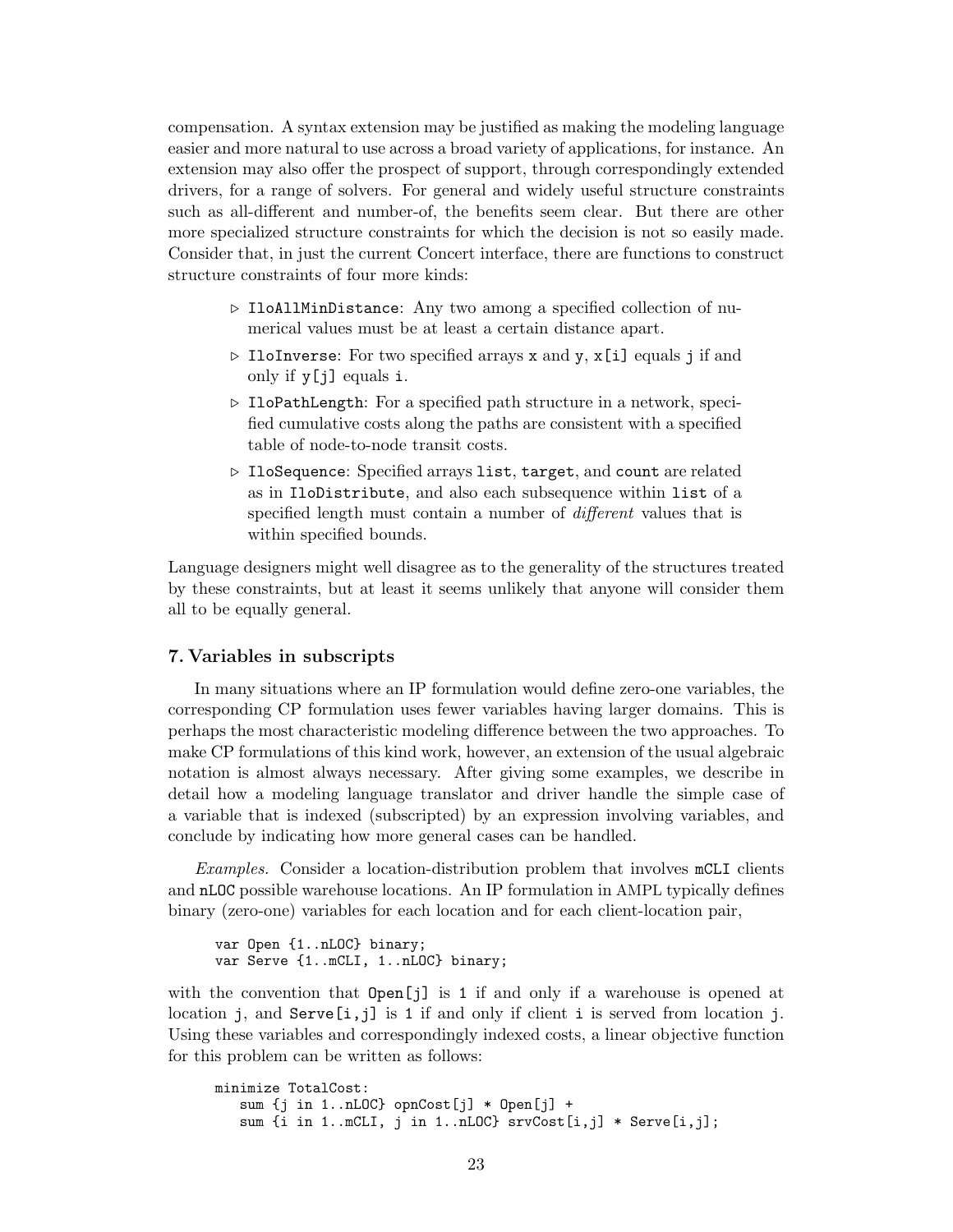compensation. A syntax extension may be justified as making the modeling language easier and more natural to use across a broad variety of applications, for instance. An extension may also offer the prospect of support, through correspondingly extended drivers, for a range of solvers. For general and widely useful structure constraints such as all-different and number-of, the benefits seem clear. But there are other more specialized structure constraints for which the decision is not so easily made. Consider that, in just the current Concert interface, there are functions to construct structure constraints of four more kinds:

- ▷ `IloAllMinDistance`: Any two among a specified collection of numerical values must be at least a certain distance apart.
- ▷ `IloInverse`: For two specified arrays `x` and `y`, `x[i]` equals `j` if and only if `y[j]` equals `i`.
- ▷ `IloPathLength`: For a specified path structure in a network, specified cumulative costs along the paths are consistent with a specified table of node-to-node transit costs.
- ▷ `IloSequence`: Specified arrays `list`, `target`, and `count` are related as in `IloDistribute`, and also each subsequence within `list` of a specified length must contain a number of *different* values that is within specified bounds.

Language designers might well disagree as to the generality of the structures treated by these constraints, but at least it seems unlikely that anyone will consider them all to be equally general.

## 7. Variables in subscripts

In many situations where an IP formulation would define zero-one variables, the corresponding CP formulation uses fewer variables having larger domains. This is perhaps the most characteristic modeling difference between the two approaches. To make CP formulations of this kind work, however, an extension of the usual algebraic notation is almost always necessary. After giving some examples, we describe in detail how a modeling language translator and driver handle the simple case of a variable that is indexed (subscripted) by an expression involving variables, and conclude by indicating how more general cases can be handled.

*Examples.* Consider a location-distribution problem that involves `mCLI` clients and `nLOC` possible warehouse locations. An IP formulation in AMPL typically defines binary (zero-one) variables for each location and for each client-location pair,

```
var Open {1..nLOC} binary;
var Serve {1..mCLI, 1..nLOC} binary;
```

with the convention that `Open[j]` is 1 if and only if a warehouse is opened at location `j`, and `Serve[i,j]` is 1 if and only if client `i` is served from location `j`. Using these variables and correspondingly indexed costs, a linear objective function for this problem can be written as follows:

```
minimize TotalCost:
   sum {j in 1..nLOC} opnCost[j] * Open[j] +
   sum {i in 1..mCLI, j in 1..nLOC} srvCost[i,j] * Serve[i,j];
```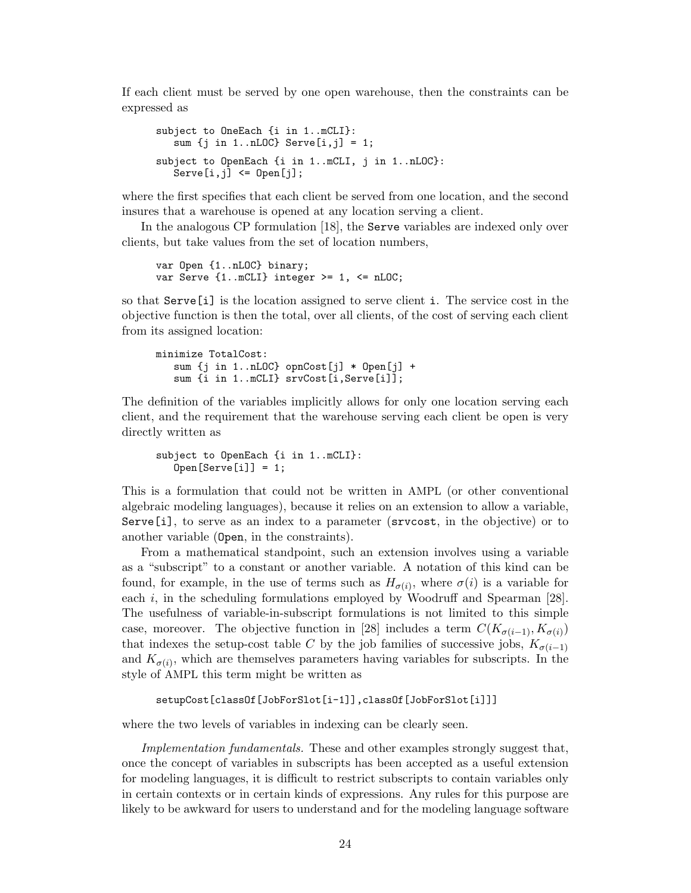If each client must be served by one open warehouse, then the constraints can be expressed as

```
subject to OneEach {i in 1..mCLI}:
   sum {j in 1..nLOC} Serve[i,j] = 1;

subject to OpenEach {i in 1..mCLI, j in 1..nLOC}:
   Serve[i,j] <= Open[j];
```

where the first specifies that each client be served from one location, and the second insures that a warehouse is opened at any location serving a client.

In the analogous CP formulation [18], the `Serve` variables are indexed only over clients, but take values from the set of location numbers,

```
var Open {1..nLOC} binary;
var Serve {1..mCLI} integer >= 1, <= nLOC;
```

so that `Serve[i]` is the location assigned to serve client `i`. The service cost in the objective function is then the total, over all clients, of the cost of serving each client from its assigned location:

```
minimize TotalCost:
   sum {j in 1..nLOC} opnCost[j] * Open[j] +
   sum {i in 1..mCLI} srvCost[i,Serve[i]];
```

The definition of the variables implicitly allows for only one location serving each client, and the requirement that the warehouse serving each client be open is very directly written as

```
subject to OpenEach {i in 1..mCLI}:
   Open[Serve[i]] = 1;
```

This is a formulation that could not be written in AMPL (or other conventional algebraic modeling languages), because it relies on an extension to allow a variable, `Serve[i]`, to serve as an index to a parameter (`srvcost`, in the objective) or to another variable (`Open`, in the constraints).

From a mathematical standpoint, such an extension involves using a variable as a "subscript" to a constant or another variable. A notation of this kind can be found, for example, in the use of terms such as $H_{\sigma(i)}$, where $\sigma(i)$ is a variable for each $i$, in the scheduling formulations employed by Woodruff and Spearman [28]. The usefulness of variable-in-subscript formulations is not limited to this simple case, moreover. The objective function in [28] includes a term $C(K_{\sigma(i-1)}, K_{\sigma(i)})$ that indexes the setup-cost table $C$ by the job families of successive jobs, $K_{\sigma(i-1)}$ and $K_{\sigma(i)}$, which are themselves parameters having variables for subscripts. In the style of AMPL this term might be written as

```
setupCost[classOf[JobForSlot[i-1]],classOf[JobForSlot[i]]]
```

where the two levels of variables in indexing can be clearly seen.

*Implementation fundamentals.* These and other examples strongly suggest that, once the concept of variables in subscripts has been accepted as a useful extension for modeling languages, it is difficult to restrict subscripts to contain variables only in certain contexts or in certain kinds of expressions. Any rules for this purpose are likely to be awkward for users to understand and for the modeling language software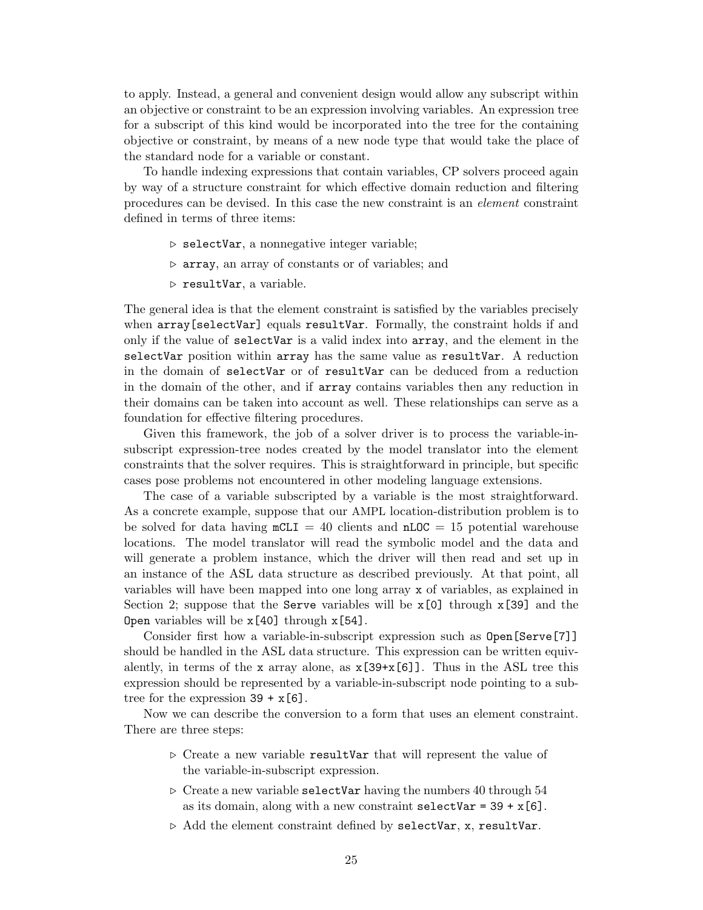to apply. Instead, a general and convenient design would allow any subscript within an objective or constraint to be an expression involving variables. An expression tree for a subscript of this kind would be incorporated into the tree for the containing objective or constraint, by means of a new node type that would take the place of the standard node for a variable or constant.

To handle indexing expressions that contain variables, CP solvers proceed again by way of a structure constraint for which effective domain reduction and filtering procedures can be devised. In this case the new constraint is an *element* constraint defined in terms of three items:

- ▷ `selectVar`, a nonnegative integer variable;
- ▷ `array`, an array of constants or of variables; and
- ▷ `resultVar`, a variable.

The general idea is that the element constraint is satisfied by the variables precisely when `array[selectVar]` equals `resultVar`. Formally, the constraint holds if and only if the value of `selectVar` is a valid index into `array`, and the element in the `selectVar` position within `array` has the same value as `resultVar`. A reduction in the domain of `selectVar` or of `resultVar` can be deduced from a reduction in the domain of the other, and if `array` contains variables then any reduction in their domains can be taken into account as well. These relationships can serve as a foundation for effective filtering procedures.

Given this framework, the job of a solver driver is to process the variable-in-subscript expression-tree nodes created by the model translator into the element constraints that the solver requires. This is straightforward in principle, but specific cases pose problems not encountered in other modeling language extensions.

The case of a variable subscripted by a variable is the most straightforward. As a concrete example, suppose that our AMPL location-distribution problem is to be solved for data having `mCLI` = 40 clients and `nLOC` = 15 potential warehouse locations. The model translator will read the symbolic model and the data and will generate a problem instance, which the driver will then read and set up in an instance of the ASL data structure as described previously. At that point, all variables will have been mapped into one long array `x` of variables, as explained in Section 2; suppose that the `Serve` variables will be `x[0]` through `x[39]` and the `Open` variables will be `x[40]` through `x[54]`.

Consider first how a variable-in-subscript expression such as `Open[Serve[7]]` should be handled in the ASL data structure. This expression can be written equivalently, in terms of the `x` array alone, as `x[39+x[6]]`. Thus in the ASL tree this expression should be represented by a variable-in-subscript node pointing to a subtree for the expression `39 + x[6]`.

Now we can describe the conversion to a form that uses an element constraint. There are three steps:

- ▷ Create a new variable `resultVar` that will represent the value of the variable-in-subscript expression.
- ▷ Create a new variable `selectVar` having the numbers 40 through 54 as its domain, along with a new constraint `selectVar = 39 + x[6]`.
- ▷ Add the element constraint defined by `selectVar`, `x`, `resultVar`.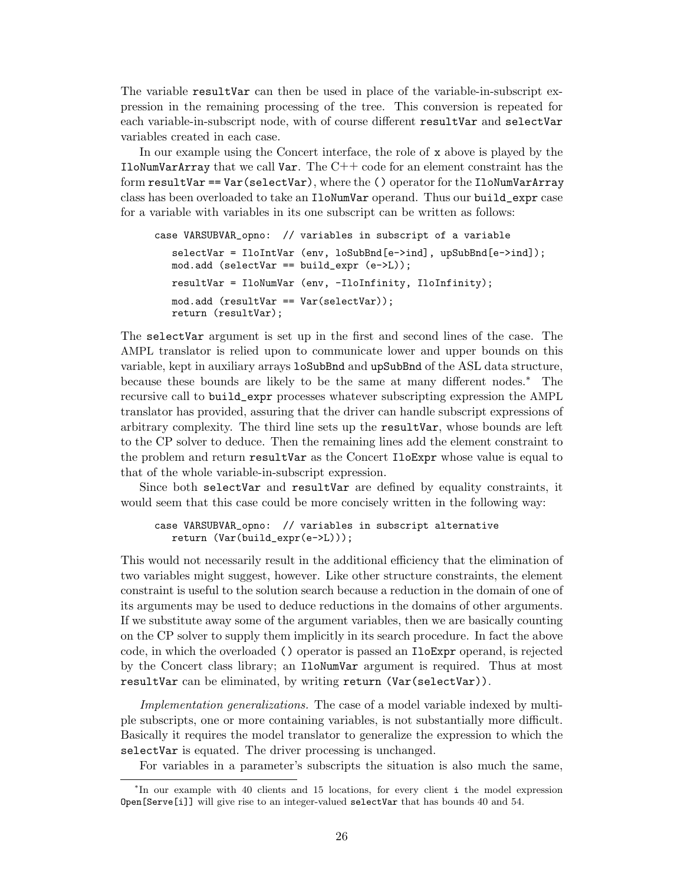The variable `resultVar` can then be used in place of the variable-in-subscript expression in the remaining processing of the tree. This conversion is repeated for each variable-in-subscript node, with of course different `resultVar` and `selectVar` variables created in each case.

In our example using the Concert interface, the role of `x` above is played by the `IloNumVarArray` that we call `Var`. The C++ code for an element constraint has the form `resultVar == Var(selectVar)`, where the `()` operator for the `IloNumVarArray` class has been overloaded to take an `IloNumVar` operand. Thus our `build_expr` case for a variable with variables in its one subscript can be written as follows:

```
case VARSUBVAR_opno:  // variables in subscript of a variable

   selectVar = IloIntVar (env, loSubBnd[e->ind], upSubBnd[e->ind]);
   mod.add (selectVar == build_expr (e->L));

   resultVar = IloNumVar (env, -IloInfinity, IloInfinity);

   mod.add (resultVar == Var(selectVar));
   return (resultVar);
```

The `selectVar` argument is set up in the first and second lines of the case. The AMPL translator is relied upon to communicate lower and upper bounds on this variable, kept in auxiliary arrays `loSubBnd` and `upSubBnd` of the ASL data structure, because these bounds are likely to be the same at many different nodes.* The recursive call to `build_expr` processes whatever subscripting expression the AMPL translator has provided, assuring that the driver can handle subscript expressions of arbitrary complexity. The third line sets up the `resultVar`, whose bounds are left to the CP solver to deduce. Then the remaining lines add the element constraint to the problem and return `resultVar` as the Concert `IloExpr` whose value is equal to that of the whole variable-in-subscript expression.

Since both `selectVar` and `resultVar` are defined by equality constraints, it would seem that this case could be more concisely written in the following way:

```
case VARSUBVAR_opno:  // variables in subscript alternative
   return (Var(build_expr(e->L)));
```

This would not necessarily result in the additional efficiency that the elimination of two variables might suggest, however. Like other structure constraints, the element constraint is useful to the solution search because a reduction in the domain of one of its arguments may be used to deduce reductions in the domains of other arguments. If we substitute away some of the argument variables, then we are basically counting on the CP solver to supply them implicitly in its search procedure. In fact the above code, in which the overloaded `()` operator is passed an `IloExpr` operand, is rejected by the Concert class library; an `IloNumVar` argument is required. Thus at most `resultVar` can be eliminated, by writing `return (Var(selectVar))`.

*Implementation generalizations.* The case of a model variable indexed by multiple subscripts, one or more containing variables, is not substantially more difficult. Basically it requires the model translator to generalize the expression to which the `selectVar` is equated. The driver processing is unchanged.

For variables in a parameter's subscripts the situation is also much the same,

---

*In our example with 40 clients and 15 locations, for every client `i` the model expression `Open[Serve[i]]` will give rise to an integer-valued `selectVar` that has bounds 40 and 54.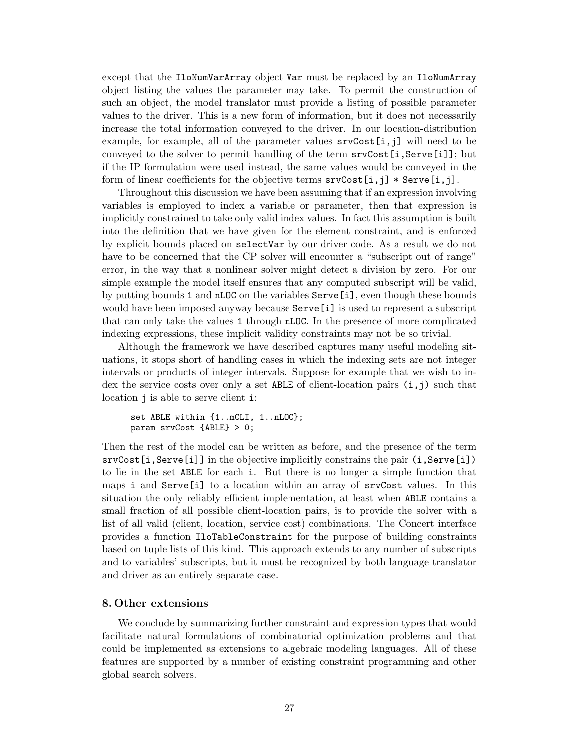except that the `IloNumVarArray` object `Var` must be replaced by an `IloNumArray` object listing the values the parameter may take. To permit the construction of such an object, the model translator must provide a listing of possible parameter values to the driver. This is a new form of information, but it does not necessarily increase the total information conveyed to the driver. In our location-distribution example, for example, all of the parameter values `srvCost[i,j]` will need to be conveyed to the solver to permit handling of the term `srvCost[i,Serve[i]]`; but if the IP formulation were used instead, the same values would be conveyed in the form of linear coefficients for the objective terms `srvCost[i,j] * Serve[i,j]`.

Throughout this discussion we have been assuming that if an expression involving variables is employed to index a variable or parameter, then that expression is implicitly constrained to take only valid index values. In fact this assumption is built into the definition that we have given for the element constraint, and is enforced by explicit bounds placed on `selectVar` by our driver code. As a result we do not have to be concerned that the CP solver will encounter a "subscript out of range" error, in the way that a nonlinear solver might detect a division by zero. For our simple example the model itself ensures that any computed subscript will be valid, by putting bounds `1` and `nLOC` on the variables `Serve[i]`, even though these bounds would have been imposed anyway because `Serve[i]` is used to represent a subscript that can only take the values `1` through `nLOC`. In the presence of more complicated indexing expressions, these implicit validity constraints may not be so trivial.

Although the framework we have described captures many useful modeling situations, it stops short of handling cases in which the indexing sets are not integer intervals or products of integer intervals. Suppose for example that we wish to index the service costs over only a set `ABLE` of client-location pairs `(i,j)` such that location `j` is able to serve client `i`:

```
set ABLE within {1..mCLI, 1..nLOC};
param srvCost {ABLE} > 0;
```

Then the rest of the model can be written as before, and the presence of the term `srvCost[i,Serve[i]]` in the objective implicitly constrains the pair `(i,Serve[i])` to lie in the set `ABLE` for each `i`. But there is no longer a simple function that maps `i` and `Serve[i]` to a location within an array of `srvCost` values. In this situation the only reliably efficient implementation, at least when `ABLE` contains a small fraction of all possible client-location pairs, is to provide the solver with a list of all valid (client, location, service cost) combinations. The Concert interface provides a function `IloTableConstraint` for the purpose of building constraints based on tuple lists of this kind. This approach extends to any number of subscripts and to variables' subscripts, but it must be recognized by both language translator and driver as an entirely separate case.

## 8. Other extensions

We conclude by summarizing further constraint and expression types that would facilitate natural formulations of combinatorial optimization problems and that could be implemented as extensions to algebraic modeling languages. All of these features are supported by a number of existing constraint programming and other global search solvers.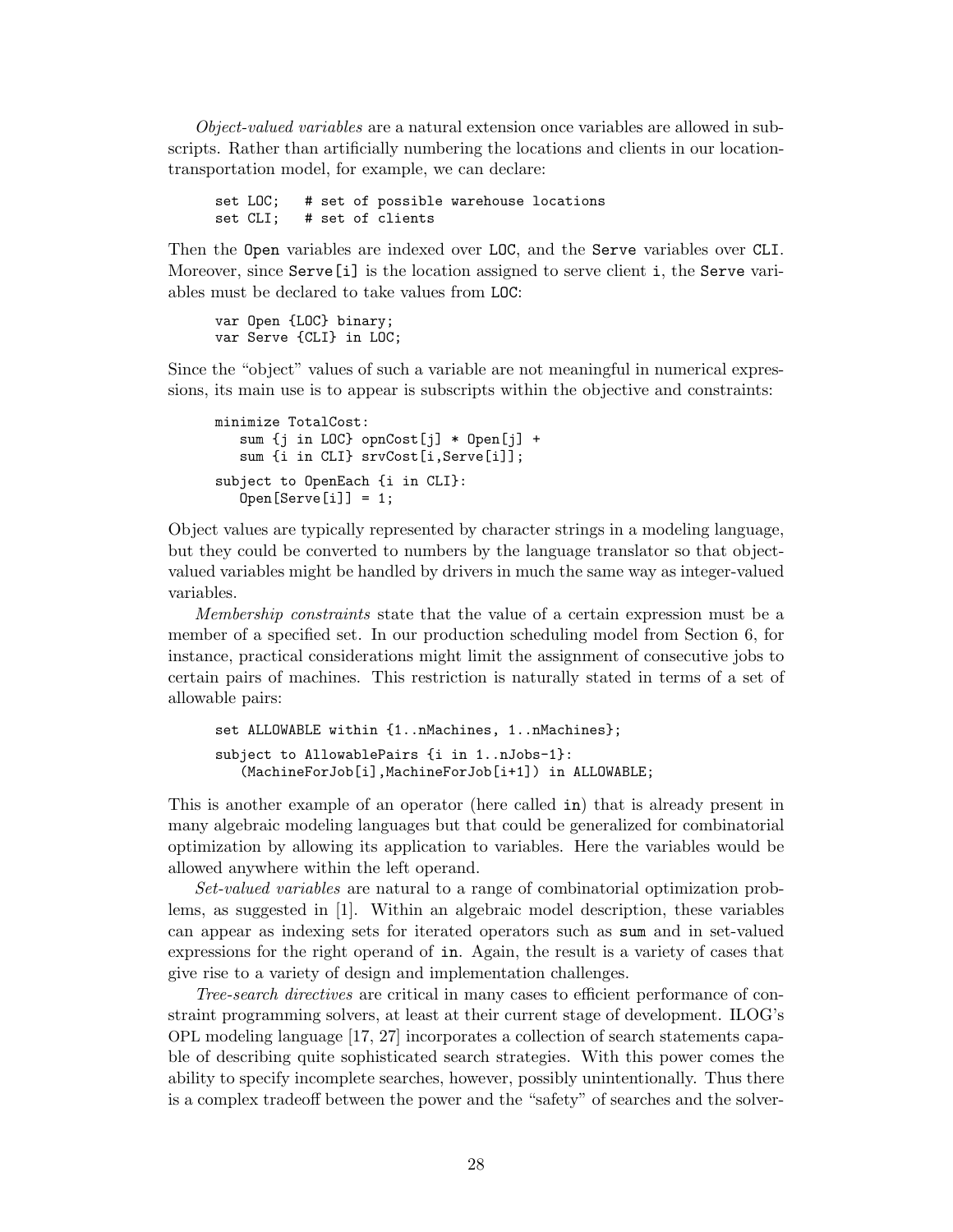*Object-valued variables* are a natural extension once variables are allowed in subscripts. Rather than artificially numbering the locations and clients in our location-transportation model, for example, we can declare:

```
set LOC;   # set of possible warehouse locations
set CLI;   # set of clients
```

Then the `Open` variables are indexed over `LOC`, and the `Serve` variables over `CLI`. Moreover, since `Serve[i]` is the location assigned to serve client `i`, the `Serve` variables must be declared to take values from `LOC`:

```
var Open {LOC} binary;
var Serve {CLI} in LOC;
```

Since the "object" values of such a variable are not meaningful in numerical expressions, its main use is to appear is subscripts within the objective and constraints:

```
minimize TotalCost:
   sum {j in LOC} opnCost[j] * Open[j] +
   sum {i in CLI} srvCost[i,Serve[i]];

subject to OpenEach {i in CLI}:
   Open[Serve[i]] = 1;
```

Object values are typically represented by character strings in a modeling language, but they could be converted to numbers by the language translator so that object-valued variables might be handled by drivers in much the same way as integer-valued variables.

*Membership constraints* state that the value of a certain expression must be a member of a specified set. In our production scheduling model from Section 6, for instance, practical considerations might limit the assignment of consecutive jobs to certain pairs of machines. This restriction is naturally stated in terms of a set of allowable pairs:

```
set ALLOWABLE within {1..nMachines, 1..nMachines};

subject to AllowablePairs {i in 1..nJobs-1}:
   (MachineForJob[i],MachineForJob[i+1]) in ALLOWABLE;
```

This is another example of an operator (here called `in`) that is already present in many algebraic modeling languages but that could be generalized for combinatorial optimization by allowing its application to variables. Here the variables would be allowed anywhere within the left operand.

*Set-valued variables* are natural to a range of combinatorial optimization problems, as suggested in [1]. Within an algebraic model description, these variables can appear as indexing sets for iterated operators such as `sum` and in set-valued expressions for the right operand of `in`. Again, the result is a variety of cases that give rise to a variety of design and implementation challenges.

*Tree-search directives* are critical in many cases to efficient performance of constraint programming solvers, at least at their current stage of development. ILOG's OPL modeling language [17, 27] incorporates a collection of search statements capable of describing quite sophisticated search strategies. With this power comes the ability to specify incomplete searches, however, possibly unintentionally. Thus there is a complex tradeoff between the power and the "safety" of searches and the solver-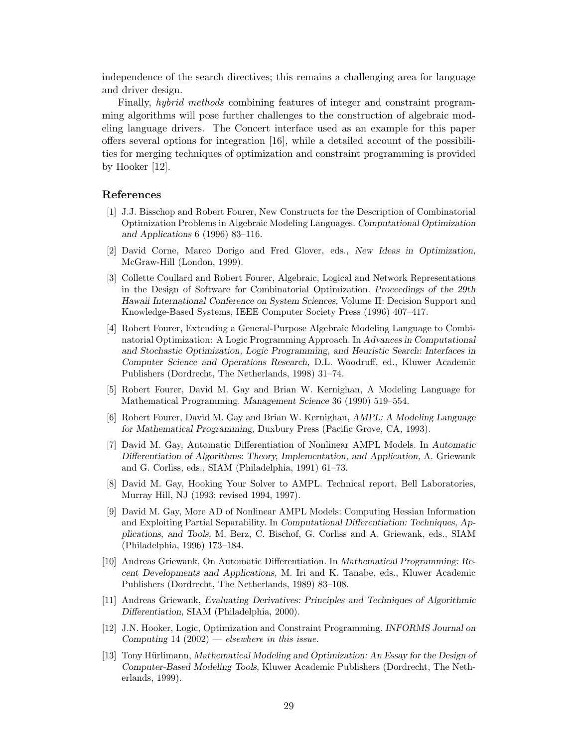independence of the search directives; this remains a challenging area for language and driver design.

Finally, *hybrid methods* combining features of integer and constraint programming algorithms will pose further challenges to the construction of algebraic modeling language drivers. The Concert interface used as an example for this paper offers several options for integration [16], while a detailed account of the possibilities for merging techniques of optimization and constraint programming is provided by Hooker [12].

## References

[1] J.J. Bisschop and Robert Fourer, New Constructs for the Description of Combinatorial Optimization Problems in Algebraic Modeling Languages. *Computational Optimization and Applications* 6 (1996) 83–116.

[2] David Corne, Marco Dorigo and Fred Glover, eds., *New Ideas in Optimization,* McGraw-Hill (London, 1999).

[3] Collette Coullard and Robert Fourer, Algebraic, Logical and Network Representations in the Design of Software for Combinatorial Optimization. *Proceedings of the 29th Hawaii International Conference on System Sciences,* Volume II: Decision Support and Knowledge-Based Systems, IEEE Computer Society Press (1996) 407–417.

[4] Robert Fourer, Extending a General-Purpose Algebraic Modeling Language to Combinatorial Optimization: A Logic Programming Approach. In *Advances in Computational and Stochastic Optimization, Logic Programming, and Heuristic Search: Interfaces in Computer Science and Operations Research,* D.L. Woodruff, ed., Kluwer Academic Publishers (Dordrecht, The Netherlands, 1998) 31–74.

[5] Robert Fourer, David M. Gay and Brian W. Kernighan, A Modeling Language for Mathematical Programming. *Management Science* 36 (1990) 519–554.

[6] Robert Fourer, David M. Gay and Brian W. Kernighan, *AMPL: A Modeling Language for Mathematical Programming,* Duxbury Press (Pacific Grove, CA, 1993).

[7] David M. Gay, Automatic Differentiation of Nonlinear AMPL Models. In *Automatic Differentiation of Algorithms: Theory, Implementation, and Application,* A. Griewank and G. Corliss, eds., SIAM (Philadelphia, 1991) 61–73.

[8] David M. Gay, Hooking Your Solver to AMPL. Technical report, Bell Laboratories, Murray Hill, NJ (1993; revised 1994, 1997).

[9] David M. Gay, More AD of Nonlinear AMPL Models: Computing Hessian Information and Exploiting Partial Separability. In *Computational Differentiation: Techniques, Applications, and Tools,* M. Berz, C. Bischof, G. Corliss and A. Griewank, eds., SIAM (Philadelphia, 1996) 173–184.

[10] Andreas Griewank, On Automatic Differentiation. In *Mathematical Programming: Recent Developments and Applications,* M. Iri and K. Tanabe, eds., Kluwer Academic Publishers (Dordrecht, The Netherlands, 1989) 83–108.

[11] Andreas Griewank, *Evaluating Derivatives: Principles and Techniques of Algorithmic Differentiation,* SIAM (Philadelphia, 2000).

[12] J.N. Hooker, Logic, Optimization and Constraint Programming. *INFORMS Journal on Computing* 14 (2002) — *elsewhere in this issue.*

[13] Tony Hürlimann, *Mathematical Modeling and Optimization: An Essay for the Design of Computer-Based Modeling Tools,* Kluwer Academic Publishers (Dordrecht, The Netherlands, 1999).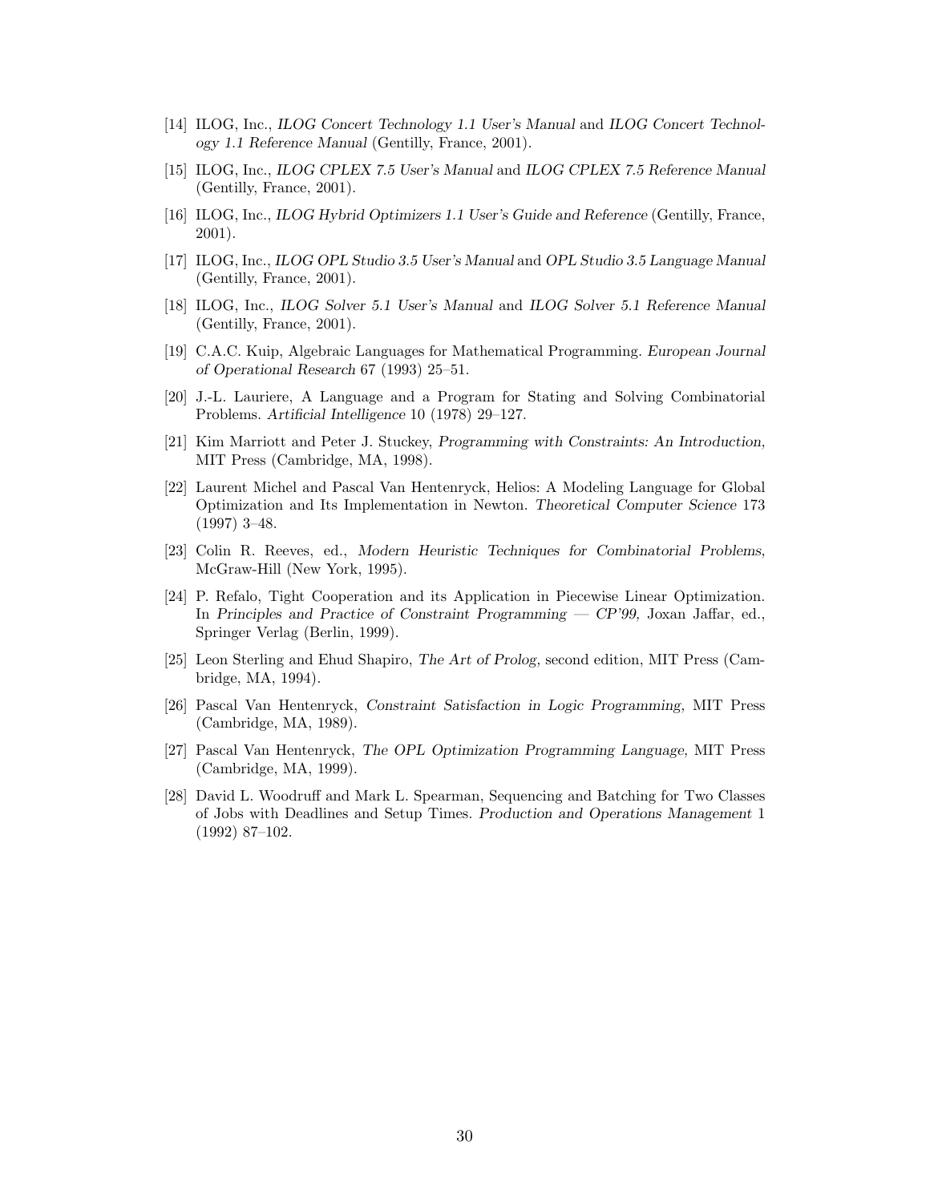[14] ILOG, Inc., *ILOG Concert Technology 1.1 User's Manual* and *ILOG Concert Technology 1.1 Reference Manual* (Gentilly, France, 2001).

[15] ILOG, Inc., *ILOG CPLEX 7.5 User's Manual* and *ILOG CPLEX 7.5 Reference Manual* (Gentilly, France, 2001).

[16] ILOG, Inc., *ILOG Hybrid Optimizers 1.1 User's Guide and Reference* (Gentilly, France, 2001).

[17] ILOG, Inc., *ILOG OPL Studio 3.5 User's Manual* and *OPL Studio 3.5 Language Manual* (Gentilly, France, 2001).

[18] ILOG, Inc., *ILOG Solver 5.1 User's Manual* and *ILOG Solver 5.1 Reference Manual* (Gentilly, France, 2001).

[19] C.A.C. Kuip, Algebraic Languages for Mathematical Programming. *European Journal of Operational Research* 67 (1993) 25–51.

[20] J.-L. Lauriere, A Language and a Program for Stating and Solving Combinatorial Problems. *Artificial Intelligence* 10 (1978) 29–127.

[21] Kim Marriott and Peter J. Stuckey, *Programming with Constraints: An Introduction,* MIT Press (Cambridge, MA, 1998).

[22] Laurent Michel and Pascal Van Hentenryck, Helios: A Modeling Language for Global Optimization and Its Implementation in Newton. *Theoretical Computer Science* 173 (1997) 3–48.

[23] Colin R. Reeves, ed., *Modern Heuristic Techniques for Combinatorial Problems,* McGraw-Hill (New York, 1995).

[24] P. Refalo, Tight Cooperation and its Application in Piecewise Linear Optimization. In *Principles and Practice of Constraint Programming — CP'99,* Joxan Jaffar, ed., Springer Verlag (Berlin, 1999).

[25] Leon Sterling and Ehud Shapiro, *The Art of Prolog,* second edition, MIT Press (Cambridge, MA, 1994).

[26] Pascal Van Hentenryck, *Constraint Satisfaction in Logic Programming,* MIT Press (Cambridge, MA, 1989).

[27] Pascal Van Hentenryck, *The OPL Optimization Programming Language,* MIT Press (Cambridge, MA, 1999).

[28] David L. Woodruff and Mark L. Spearman, Sequencing and Batching for Two Classes of Jobs with Deadlines and Setup Times. *Production and Operations Management* 1 (1992) 87–102.